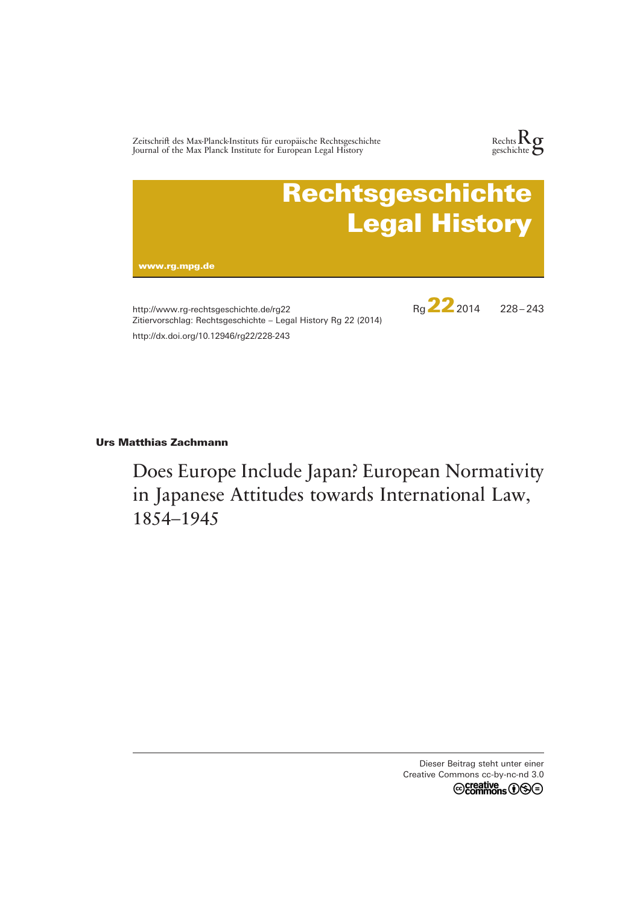Zeitschrift des Max-Planck-Instituts für europäische Rechtsgeschichte
Journal of the Max Planck Institute for European Legal History

# Rechtsgeschichte Legal History

www.rg.mpg.de

http://www.rg-rechtsgeschichte.de/rg22
Zitiervorschlag: Rechtsgeschichte – Legal History Rg 22 (2014)
http://dx.doi.org/10.12946/rg22/228-243

Rg 22 2014 228 – 243

**Urs Matthias Zachmann**

## Does Europe Include Japan? European Normativity in Japanese Attitudes towards International Law, 1854–1945

Dieser Beitrag steht unter einer
Creative Commons cc-by-nc-nd 3.0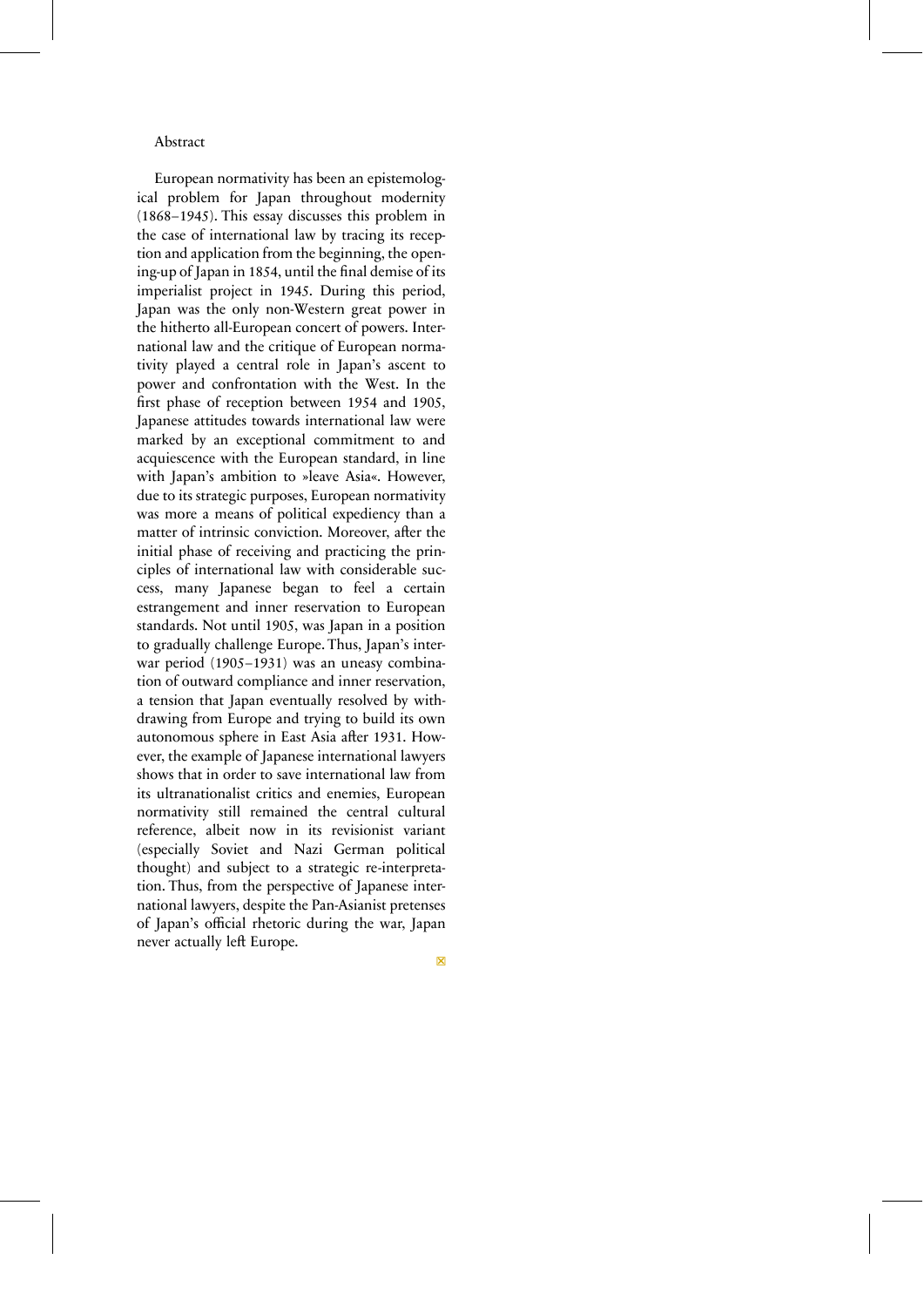Abstract

European normativity has been an epistemological problem for Japan throughout modernity (1868–1945). This essay discusses this problem in the case of international law by tracing its reception and application from the beginning, the opening-up of Japan in 1854, until the final demise of its imperialist project in 1945. During this period, Japan was the only non-Western great power in the hitherto all-European concert of powers. International law and the critique of European normativity played a central role in Japan's ascent to power and confrontation with the West. In the first phase of reception between 1954 and 1905, Japanese attitudes towards international law were marked by an exceptional commitment to and acquiescence with the European standard, in line with Japan's ambition to »leave Asia«. However, due to its strategic purposes, European normativity was more a means of political expediency than a matter of intrinsic conviction. Moreover, after the initial phase of receiving and practicing the principles of international law with considerable success, many Japanese began to feel a certain estrangement and inner reservation to European standards. Not until 1905, was Japan in a position to gradually challenge Europe. Thus, Japan's interwar period (1905–1931) was an uneasy combination of outward compliance and inner reservation, a tension that Japan eventually resolved by withdrawing from Europe and trying to build its own autonomous sphere in East Asia after 1931. However, the example of Japanese international lawyers shows that in order to save international law from its ultranationalist critics and enemies, European normativity still remained the central cultural reference, albeit now in its revisionist variant (especially Soviet and Nazi German political thought) and subject to a strategic re-interpretation. Thus, from the perspective of Japanese international lawyers, despite the Pan-Asianist pretenses of Japan's official rhetoric during the war, Japan never actually left Europe.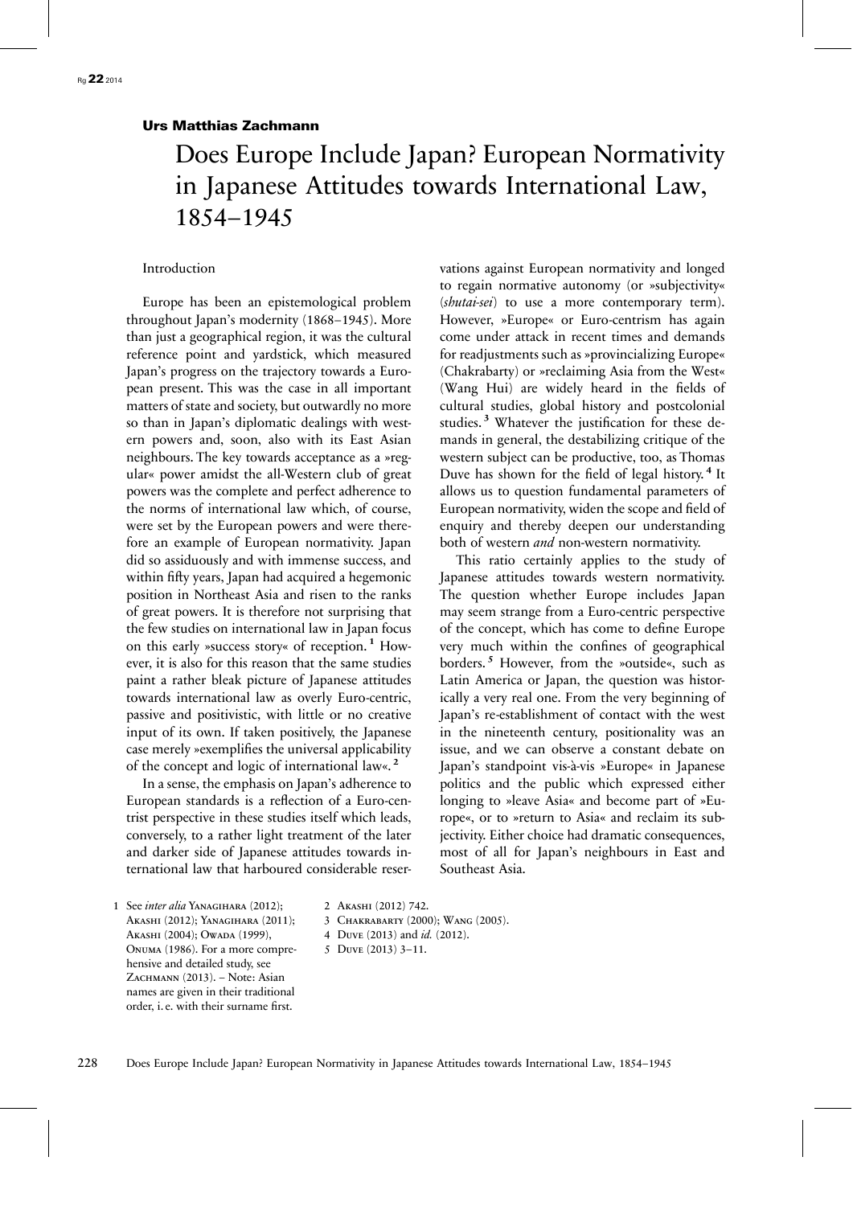## Urs Matthias Zachmann

# Does Europe Include Japan? European Normativity in Japanese Attitudes towards International Law, 1854–1945

### Introduction

Europe has been an epistemological problem throughout Japan's modernity (1868–1945). More than just a geographical region, it was the cultural reference point and yardstick, which measured Japan's progress on the trajectory towards a European present. This was the case in all important matters of state and society, but outwardly no more so than in Japan's diplomatic dealings with western powers and, soon, also with its East Asian neighbours. The key towards acceptance as a »regular« power amidst the all-Western club of great powers was the complete and perfect adherence to the norms of international law which, of course, were set by the European powers and were therefore an example of European normativity. Japan did so assiduously and with immense success, and within fifty years, Japan had acquired a hegemonic position in Northeast Asia and risen to the ranks of great powers. It is therefore not surprising that the few studies on international law in Japan focus on this early »success story« of reception.[1] However, it is also for this reason that the same studies paint a rather bleak picture of Japanese attitudes towards international law as overly Euro-centric, passive and positivistic, with little or no creative input of its own. If taken positively, the Japanese case merely »exemplifies the universal applicability of the concept and logic of international law«.[2]

In a sense, the emphasis on Japan's adherence to European standards is a reflection of a Euro-centrist perspective in these studies itself which leads, conversely, to a rather light treatment of the later and darker side of Japanese attitudes towards international law that harboured considerable reservations against European normativity and longed to regain normative autonomy (or »subjectivity« (*shutai-sei*) to use a more contemporary term). However, »Europe« or Euro-centrism has again come under attack in recent times and demands for readjustments such as »provincializing Europe« (Chakrabarty) or »reclaiming Asia from the West« (Wang Hui) are widely heard in the fields of cultural studies, global history and postcolonial studies.[3] Whatever the justification for these demands in general, the destabilizing critique of the western subject can be productive, too, as Thomas Duve has shown for the field of legal history.[4] It allows us to question fundamental parameters of European normativity, widen the scope and field of enquiry and thereby deepen our understanding both of western *and* non-western normativity.

This ratio certainly applies to the study of Japanese attitudes towards western normativity. The question whether Europe includes Japan may seem strange from a Euro-centric perspective of the concept, which has come to define Europe very much within the confines of geographical borders.[5] However, from the »outside«, such as Latin America or Japan, the question was historically a very real one. From the very beginning of Japan's re-establishment of contact with the west in the nineteenth century, positionality was an issue, and we can observe a constant debate on Japan's standpoint vis-à-vis »Europe« in Japanese politics and the public which expressed either longing to »leave Asia« and become part of »Europe«, or to »return to Asia« and reclaim its subjectivity. Either choice had dramatic consequences, most of all for Japan's neighbours in East and Southeast Asia.

1 See *inter alia* Yanagihara (2012); Akashi (2012); Yanagihara (2011); Akashi (2004); Owada (1999), Onuma (1986). For a more comprehensive and detailed study, see Zachmann (2013). – Note: Asian names are given in their traditional order, i. e. with their surname first.

2 Akashi (2012) 742.

3 Chakrabarty (2000); Wang (2005).

4 Duve (2013) and *id.* (2012).

5 Duve (2013) 3–11.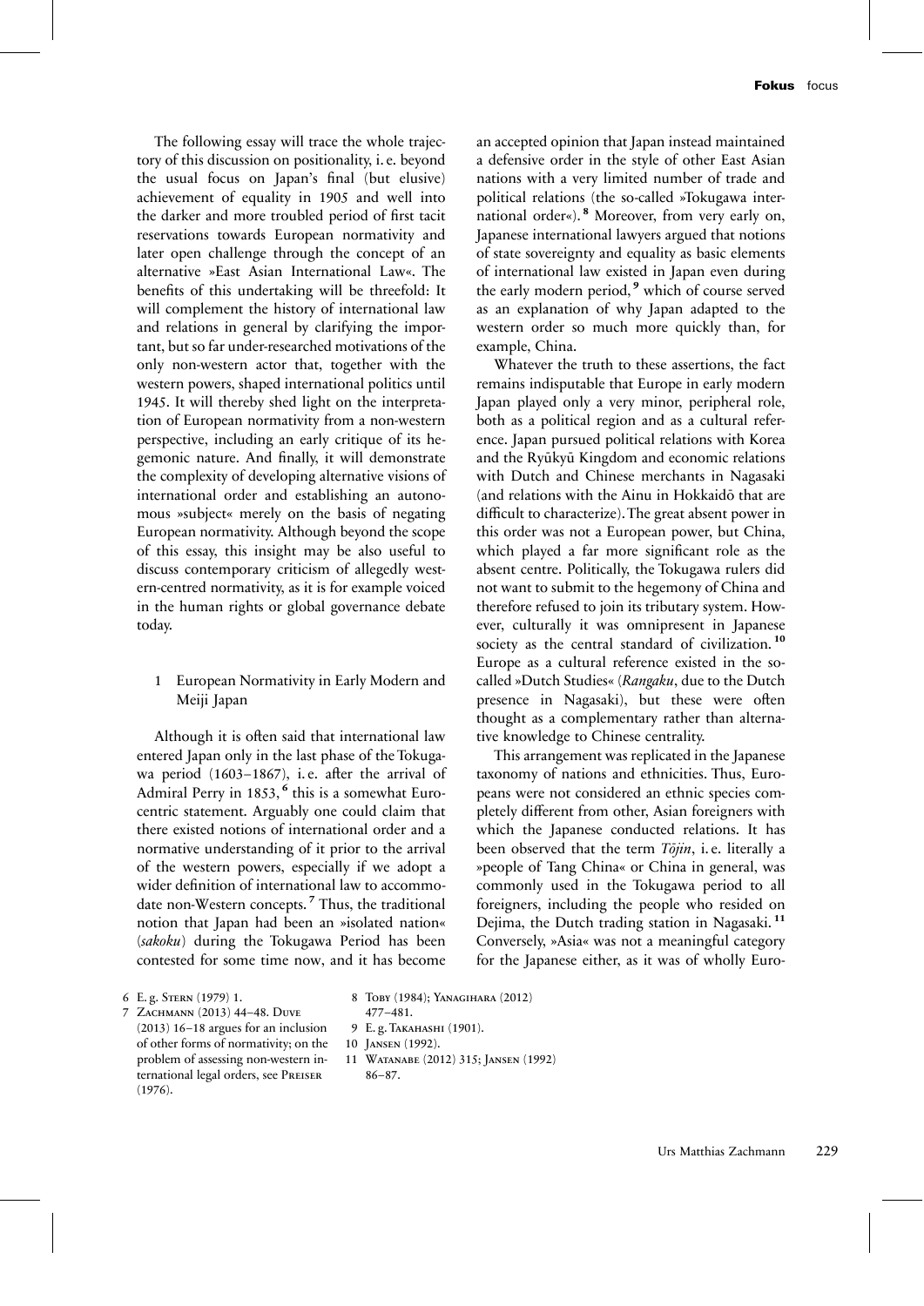The following essay will trace the whole trajectory of this discussion on positionality, i.e. beyond the usual focus on Japan's final (but elusive) achievement of equality in 1905 and well into the darker and more troubled period of first tacit reservations towards European normativity and later open challenge through the concept of an alternative »East Asian International Law«. The benefits of this undertaking will be threefold: It will complement the history of international law and relations in general by clarifying the important, but so far under-researched motivations of the only non-western actor that, together with the western powers, shaped international politics until 1945. It will thereby shed light on the interpretation of European normativity from a non-western perspective, including an early critique of its hegemonic nature. And finally, it will demonstrate the complexity of developing alternative visions of international order and establishing an autonomous »subject« merely on the basis of negating European normativity. Although beyond the scope of this essay, this insight may be also useful to discuss contemporary criticism of allegedly western-centred normativity, as it is for example voiced in the human rights or global governance debate today.

## 1 European Normativity in Early Modern and Meiji Japan

Although it is often said that international law entered Japan only in the last phase of the Tokugawa period (1603–1867), i.e. after the arrival of Admiral Perry in 1853,[6] this is a somewhat Eurocentric statement. Arguably one could claim that there existed notions of international order and a normative understanding of it prior to the arrival of the western powers, especially if we adopt a wider definition of international law to accommodate non-Western concepts.[7] Thus, the traditional notion that Japan had been an »isolated nation« (*sakoku*) during the Tokugawa Period has been contested for some time now, and it has become an accepted opinion that Japan instead maintained a defensive order in the style of other East Asian nations with a very limited number of trade and political relations (the so-called »Tokugawa international order«).[8] Moreover, from very early on, Japanese international lawyers argued that notions of state sovereignty and equality as basic elements of international law existed in Japan even during the early modern period,[9] which of course served as an explanation of why Japan adapted to the western order so much more quickly than, for example, China.

Whatever the truth to these assertions, the fact remains indisputable that Europe in early modern Japan played only a very minor, peripheral role, both as a political region and as a cultural reference. Japan pursued political relations with Korea and the Ryūkyū Kingdom and economic relations with Dutch and Chinese merchants in Nagasaki (and relations with the Ainu in Hokkaidō that are difficult to characterize). The great absent power in this order was not a European power, but China, which played a far more significant role as the absent centre. Politically, the Tokugawa rulers did not want to submit to the hegemony of China and therefore refused to join its tributary system. However, culturally it was omnipresent in Japanese society as the central standard of civilization.[10] Europe as a cultural reference existed in the so-called »Dutch Studies« (*Rangaku*, due to the Dutch presence in Nagasaki), but these were often thought as a complementary rather than alternative knowledge to Chinese centrality.

This arrangement was replicated in the Japanese taxonomy of nations and ethnicities. Thus, Europeans were not considered an ethnic species completely different from other, Asian foreigners with which the Japanese conducted relations. It has been observed that the term *Tōjin*, i.e. literally a »people of Tang China« or China in general, was commonly used in the Tokugawa period to all foreigners, including the people who resided on Dejima, the Dutch trading station in Nagasaki.[11] Conversely, »Asia« was not a meaningful category for the Japanese either, as it was of wholly Euro-

6 E.g. Stern (1979) 1.

7 Zachmann (2013) 44–48. Duve (2013) 16–18 argues for an inclusion of other forms of normativity; on the problem of assessing non-western international legal orders, see Preiser (1976).

8 Toby (1984); Yanagihara (2012) 477–481.

9 E.g. Takahashi (1901).

10 Jansen (1992).

11 Watanabe (2012) 315; Jansen (1992) 86–87.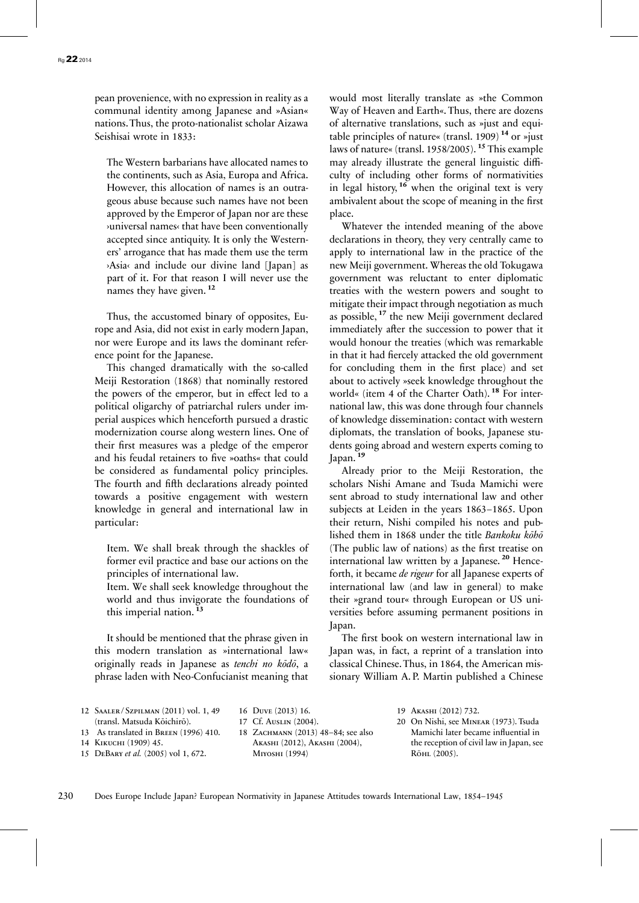pean provenience, with no expression in reality as a communal identity among Japanese and »Asian« nations. Thus, the proto-nationalist scholar Aizawa Seishisai wrote in 1833:

> The Western barbarians have allocated names to the continents, such as Asia, Europa and Africa. However, this allocation of names is an outrageous abuse because such names have not been approved by the Emperor of Japan nor are these ›universal names‹ that have been conventionally accepted since antiquity. It is only the Westerners' arrogance that has made them use the term ›Asia‹ and include our divine land [Japan] as part of it. For that reason I will never use the names they have given.[12]

Thus, the accustomed binary of opposites, Europe and Asia, did not exist in early modern Japan, nor were Europe and its laws the dominant reference point for the Japanese.

This changed dramatically with the so-called Meiji Restoration (1868) that nominally restored the powers of the emperor, but in effect led to a political oligarchy of patriarchal rulers under imperial auspices which henceforth pursued a drastic modernization course along western lines. One of their first measures was a pledge of the emperor and his feudal retainers to five »oaths« that could be considered as fundamental policy principles. The fourth and fifth declarations already pointed towards a positive engagement with western knowledge in general and international law in particular:

> Item. We shall break through the shackles of former evil practice and base our actions on the principles of international law.
>
> Item. We shall seek knowledge throughout the world and thus invigorate the foundations of this imperial nation.[13]

It should be mentioned that the phrase given in this modern translation as »international law« originally reads in Japanese as *tenchi no kōdō*, a phrase laden with Neo-Confucianist meaning that would most literally translate as »the Common Way of Heaven and Earth«. Thus, there are dozens of alternative translations, such as »just and equitable principles of nature« (transl. 1909)[14] or »just laws of nature« (transl. 1958/2005).[15] This example may already illustrate the general linguistic difficulty of including other forms of normativities in legal history,[16] when the original text is very ambivalent about the scope of meaning in the first place.

Whatever the intended meaning of the above declarations in theory, they very centrally came to apply to international law in the practice of the new Meiji government. Whereas the old Tokugawa government was reluctant to enter diplomatic treaties with the western powers and sought to mitigate their impact through negotiation as much as possible,[17] the new Meiji government declared immediately after the succession to power that it would honour the treaties (which was remarkable in that it had fiercely attacked the old government for concluding them in the first place) and set about to actively »seek knowledge throughout the world« (item 4 of the Charter Oath).[18] For international law, this was done through four channels of knowledge dissemination: contact with western diplomats, the translation of books, Japanese students going abroad and western experts coming to Japan.[19]

Already prior to the Meiji Restoration, the scholars Nishi Amane and Tsuda Mamichi were sent abroad to study international law and other subjects at Leiden in the years 1863–1865. Upon their return, Nishi compiled his notes and published them in 1868 under the title *Bankoku kōhō* (The public law of nations) as the first treatise on international law written by a Japanese.[20] Henceforth, it became *de rigeur* for all Japanese experts of international law (and law in general) to make their »grand tour« through European or US universities before assuming permanent positions in Japan.

The first book on western international law in Japan was, in fact, a reprint of a translation into classical Chinese. Thus, in 1864, the American missionary William A. P. Martin published a Chinese

---

12 Saaler / Szpilman (2011) vol. 1, 49 (transl. Matsuda Kōichirō).
13 As translated in Breen (1996) 410.
14 Kikuchi (1909) 45.
15 DeBary *et al.* (2005) vol 1, 672.
16 Duve (2013) 16.
17 Cf. Auslin (2004).
18 Zachmann (2013) 48–84; see also Akashi (2012), Akashi (2004), Miyoshi (1994)
19 Akashi (2012) 732.
20 On Nishi, see Minear (1973). Tsuda Mamichi later became influential in the reception of civil law in Japan, see Röhl (2005).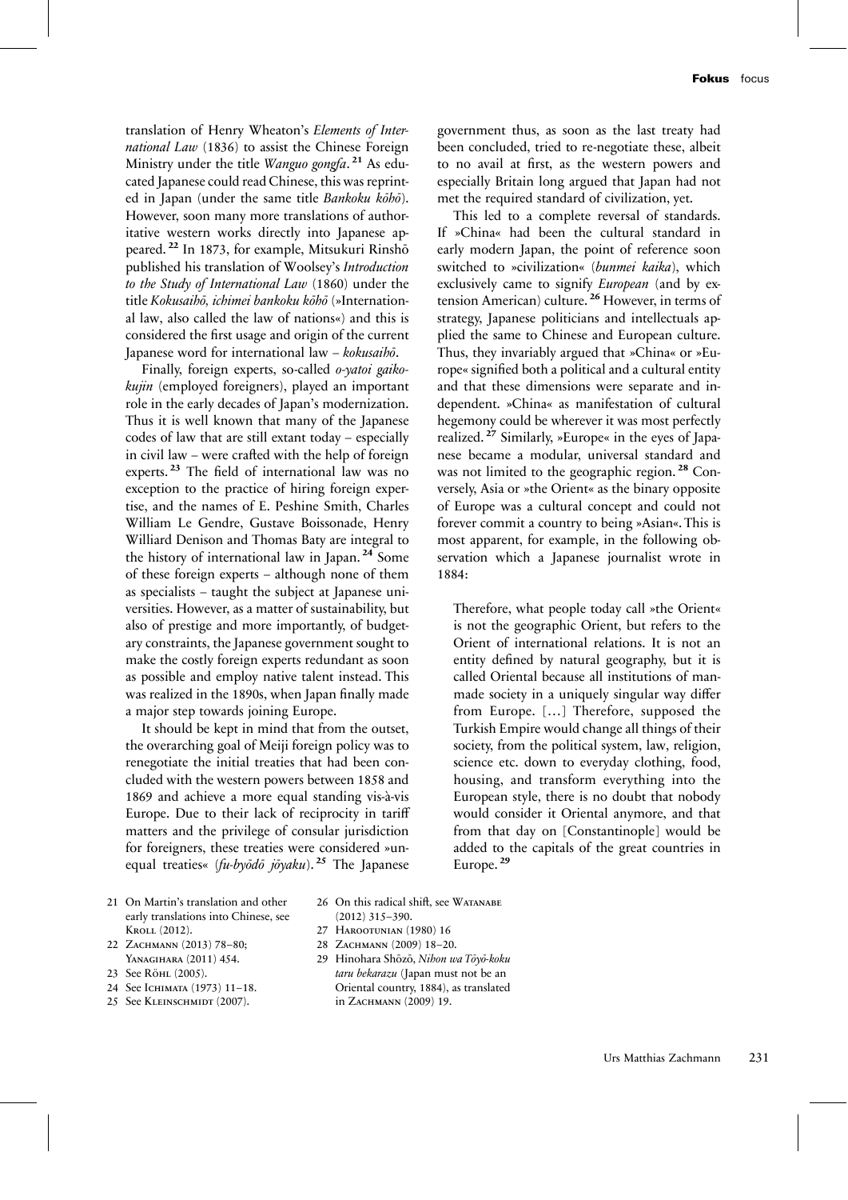translation of Henry Wheaton's *Elements of International Law* (1836) to assist the Chinese Foreign Ministry under the title *Wanguo gongfa*.[21] As educated Japanese could read Chinese, this was reprinted in Japan (under the same title *Bankoku kôhô*). However, soon many more translations of authoritative western works directly into Japanese appeared.[22] In 1873, for example, Mitsukuri Rinshō published his translation of Woolsey's *Introduction to the Study of International Law* (1860) under the title *Kokusaihō, ichimei bankoku kōhō* (»International law, also called the law of nations«) and this is considered the first usage and origin of the current Japanese word for international law – *kokusaihō*.

Finally, foreign experts, so-called *o-yatoi gaikokujin* (employed foreigners), played an important role in the early decades of Japan's modernization. Thus it is well known that many of the Japanese codes of law that are still extant today – especially in civil law – were crafted with the help of foreign experts.[23] The field of international law was no exception to the practice of hiring foreign expertise, and the names of E. Peshine Smith, Charles William Le Gendre, Gustave Boissonade, Henry Williard Denison and Thomas Baty are integral to the history of international law in Japan.[24] Some of these foreign experts – although none of them as specialists – taught the subject at Japanese universities. However, as a matter of sustainability, but also of prestige and more importantly, of budgetary constraints, the Japanese government sought to make the costly foreign experts redundant as soon as possible and employ native talent instead. This was realized in the 1890s, when Japan finally made a major step towards joining Europe.

It should be kept in mind that from the outset, the overarching goal of Meiji foreign policy was to renegotiate the initial treaties that had been concluded with the western powers between 1858 and 1869 and achieve a more equal standing vis-à-vis Europe. Due to their lack of reciprocity in tariff matters and the privilege of consular jurisdiction for foreigners, these treaties were considered »unequal treaties« (*fu-byōdō jōyaku*).[25] The Japanese government thus, as soon as the last treaty had been concluded, tried to re-negotiate these, albeit to no avail at first, as the western powers and especially Britain long argued that Japan had not met the required standard of civilization, yet.

This led to a complete reversal of standards. If »China« had been the cultural standard in early modern Japan, the point of reference soon switched to »civilization« (*bunmei kaika*), which exclusively came to signify *European* (and by extension American) culture.[26] However, in terms of strategy, Japanese politicians and intellectuals applied the same to Chinese and European culture. Thus, they invariably argued that »China« or »Europe« signified both a political and a cultural entity and that these dimensions were separate and independent. »China« as manifestation of cultural hegemony could be wherever it was most perfectly realized.[27] Similarly, »Europe« in the eyes of Japanese became a modular, universal standard and was not limited to the geographic region.[28] Conversely, Asia or »the Orient« as the binary opposite of Europe was a cultural concept and could not forever commit a country to being »Asian«. This is most apparent, for example, in the following observation which a Japanese journalist wrote in 1884:

> Therefore, what people today call »the Orient« is not the geographic Orient, but refers to the Orient of international relations. It is not an entity defined by natural geography, but it is called Oriental because all institutions of man-made society in a uniquely singular way differ from Europe. […] Therefore, supposed the Turkish Empire would change all things of their society, from the political system, law, religion, science etc. down to everyday clothing, food, housing, and transform everything into the European style, there is no doubt that nobody would consider it Oriental anymore, and that from that day on [Constantinople] would be added to the capitals of the great countries in Europe.[29]

21 On Martin's translation and other early translations into Chinese, see Kroll (2012).
22 Zachmann (2013) 78–80; Yanagihara (2011) 454.
23 See Röhl (2005).
24 See Ichimata (1973) 11–18.
25 See Kleinschmidt (2007).
26 On this radical shift, see Watanabe (2012) 315–390.
27 Harootunian (1980) 16
28 Zachmann (2009) 18–20.
29 Hinohara Shôzô, *Nihon wa Tōyō-koku taru bekarazu* (Japan must not be an Oriental country, 1884), as translated in Zachmann (2009) 19.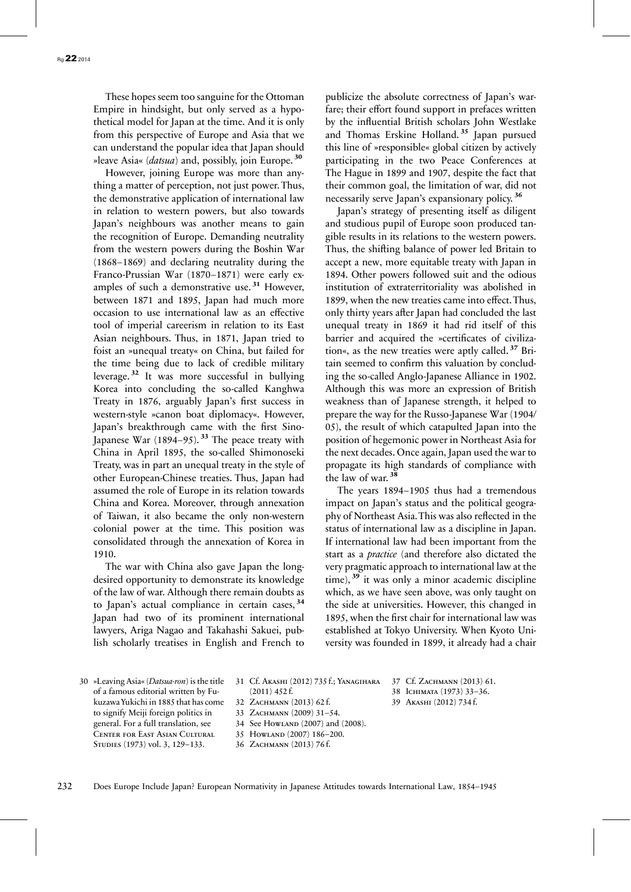These hopes seem too sanguine for the Ottoman Empire in hindsight, but only served as a hypothetical model for Japan at the time. And it is only from this perspective of Europe and Asia that we can understand the popular idea that Japan should »leave Asia« (*datsua*) and, possibly, join Europe.[30]

However, joining Europe was more than anything a matter of perception, not just power. Thus, the demonstrative application of international law in relation to western powers, but also towards Japan's neighbours was another means to gain the recognition of Europe. Demanding neutrality from the western powers during the Boshin War (1868–1869) and declaring neutrality during the Franco-Prussian War (1870–1871) were early examples of such a demonstrative use.[31] However, between 1871 and 1895, Japan had much more occasion to use international law as an effective tool of imperial careerism in relation to its East Asian neighbours. Thus, in 1871, Japan tried to foist an »unequal treaty« on China, but failed for the time being due to lack of credible military leverage.[32] It was more successful in bullying Korea into concluding the so-called Kanghwa Treaty in 1876, arguably Japan's first success in western-style »canon boat diplomacy«. However, Japan's breakthrough came with the first Sino-Japanese War (1894–95).[33] The peace treaty with China in April 1895, the so-called Shimonoseki Treaty, was in part an unequal treaty in the style of other European-Chinese treaties. Thus, Japan had assumed the role of Europe in its relation towards China and Korea. Moreover, through annexation of Taiwan, it also became the only non-western colonial power at the time. This position was consolidated through the annexation of Korea in 1910.

The war with China also gave Japan the long-desired opportunity to demonstrate its knowledge of the law of war. Although there remain doubts as to Japan's actual compliance in certain cases,[34] Japan had two of its prominent international lawyers, Ariga Nagao and Takahashi Sakuei, publish scholarly treatises in English and French to publicize the absolute correctness of Japan's warfare; their effort found support in prefaces written by the influential British scholars John Westlake and Thomas Erskine Holland.[35] Japan pursued this line of »responsible« global citizen by actively participating in the two Peace Conferences at The Hague in 1899 and 1907, despite the fact that their common goal, the limitation of war, did not necessarily serve Japan's expansionary policy.[36]

Japan's strategy of presenting itself as diligent and studious pupil of Europe soon produced tangible results in its relations to the western powers. Thus, the shifting balance of power led Britain to accept a new, more equitable treaty with Japan in 1894. Other powers followed suit and the odious institution of extraterritoriality was abolished in 1899, when the new treaties came into effect. Thus, only thirty years after Japan had concluded the last unequal treaty in 1869 it had rid itself of this barrier and acquired the »certificates of civilization«, as the new treaties were aptly called.[37] Britain seemed to confirm this valuation by concluding the so-called Anglo-Japanese Alliance in 1902. Although this was more an expression of British weakness than of Japanese strength, it helped to prepare the way for the Russo-Japanese War (1904/05), the result of which catapulted Japan into the position of hegemonic power in Northeast Asia for the next decades. Once again, Japan used the war to propagate its high standards of compliance with the law of war.[38]

The years 1894–1905 thus had a tremendous impact on Japan's status and the political geography of Northeast Asia. This was also reflected in the status of international law as a discipline in Japan. If international law had been important from the start as a *practice* (and therefore also dictated the very pragmatic approach to international law at the time),[39] it was only a minor academic discipline which, as we have seen above, was only taught on the side at universities. However, this changed in 1895, when the first chair for international law was established at Tokyo University. When Kyoto University was founded in 1899, it already had a chair

30 »Leaving Asia« (*Datsua-ron*) is the title of a famous editorial written by Fukuzawa Yukichi in 1885 that has come to signify Meiji foreign politics in general. For a full translation, see Center for East Asian Cultural Studies (1973) vol. 3, 129–133.

31 Cf. Akashi (2012) 735 f.; Yanagihara (2011) 452 f.

32 Zachmann (2013) 62 f.

33 Zachmann (2009) 31–54.

34 See Howland (2007) and (2008).

35 Howland (2007) 186–200.

36 Zachmann (2013) 76 f.

37 Cf. Zachmann (2013) 61.

38 Ichimata (1973) 33–36.

39 Akashi (2012) 734 f.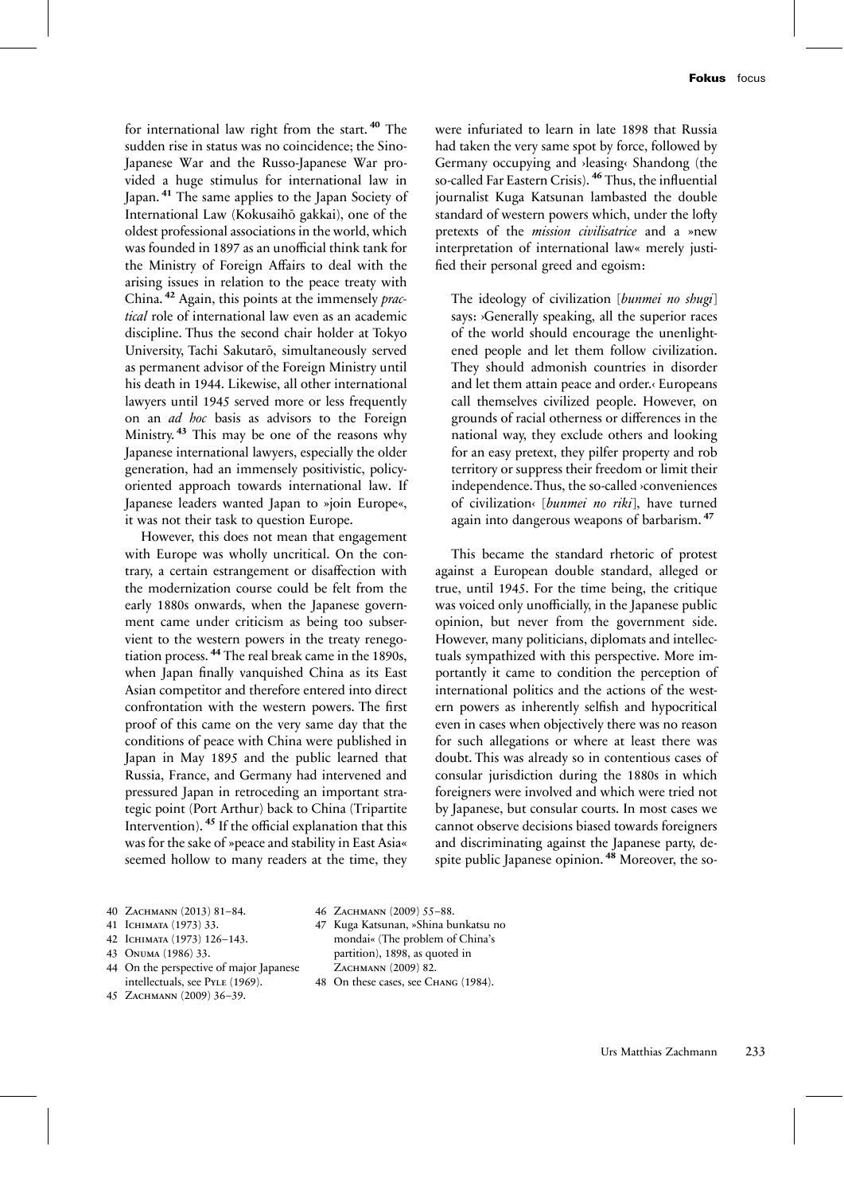for international law right from the start.[40] The sudden rise in status was no coincidence; the Sino-Japanese War and the Russo-Japanese War provided a huge stimulus for international law in Japan.[41] The same applies to the Japan Society of International Law (Kokusaihō gakkai), one of the oldest professional associations in the world, which was founded in 1897 as an unofficial think tank for the Ministry of Foreign Affairs to deal with the arising issues in relation to the peace treaty with China.[42] Again, this points at the immensely *practical* role of international law even as an academic discipline. Thus the second chair holder at Tokyo University, Tachi Sakutarō, simultaneously served as permanent advisor of the Foreign Ministry until his death in 1944. Likewise, all other international lawyers until 1945 served more or less frequently on an *ad hoc* basis as advisors to the Foreign Ministry.[43] This may be one of the reasons why Japanese international lawyers, especially the older generation, had an immensely positivistic, policy-oriented approach towards international law. If Japanese leaders wanted Japan to »join Europe«, it was not their task to question Europe.

However, this does not mean that engagement with Europe was wholly uncritical. On the contrary, a certain estrangement or disaffection with the modernization course could be felt from the early 1880s onwards, when the Japanese government came under criticism as being too subservient to the western powers in the treaty renegotiation process.[44] The real break came in the 1890s, when Japan finally vanquished China as its East Asian competitor and therefore entered into direct confrontation with the western powers. The first proof of this came on the very same day that the conditions of peace with China were published in Japan in May 1895 and the public learned that Russia, France, and Germany had intervened and pressured Japan in retroceding an important strategic point (Port Arthur) back to China (Tripartite Intervention).[45] If the official explanation that this was for the sake of »peace and stability in East Asia« seemed hollow to many readers at the time, they were infuriated to learn in late 1898 that Russia had taken the very same spot by force, followed by Germany occupying and ›leasing‹ Shandong (the so-called Far Eastern Crisis).[46] Thus, the influential journalist Kuga Katsunan lambasted the double standard of western powers which, under the lofty pretexts of the *mission civilisatrice* and a »new interpretation of international law« merely justified their personal greed and egoism:

> The ideology of civilization [*bunmei no shugi*] says: ›Generally speaking, all the superior races of the world should encourage the unenlightened people and let them follow civilization. They should admonish countries in disorder and let them attain peace and order.‹ Europeans call themselves civilized people. However, on grounds of racial otherness or differences in the national way, they exclude others and looking for an easy pretext, they pilfer property and rob territory or suppress their freedom or limit their independence. Thus, the so-called ›conveniences of civilization‹ [*bunmei no riki*], have turned again into dangerous weapons of barbarism.[47]

This became the standard rhetoric of protest against a European double standard, alleged or true, until 1945. For the time being, the critique was voiced only unofficially, in the Japanese public opinion, but never from the government side. However, many politicians, diplomats and intellectuals sympathized with this perspective. More importantly it came to condition the perception of international politics and the actions of the western powers as inherently selfish and hypocritical even in cases when objectively there was no reason for such allegations or where at least there was doubt. This was already so in contentious cases of consular jurisdiction during the 1880s in which foreigners were involved and which were tried not by Japanese, but consular courts. In most cases we cannot observe decisions biased towards foreigners and discriminating against the Japanese party, despite public Japanese opinion.[48] Moreover, the so-

---

40 Zachmann (2013) 81–84.

41 Ichimata (1973) 33.

42 Ichimata (1973) 126–143.

43 Onuma (1986) 33.

44 On the perspective of major Japanese intellectuals, see Pyle (1969).

45 Zachmann (2009) 36–39.

46 Zachmann (2009) 55–88.

47 Kuga Katsunan, »Shina bunkatsu no mondai« (The problem of China's partition), 1898, as quoted in Zachmann (2009) 82.

48 On these cases, see Chang (1984).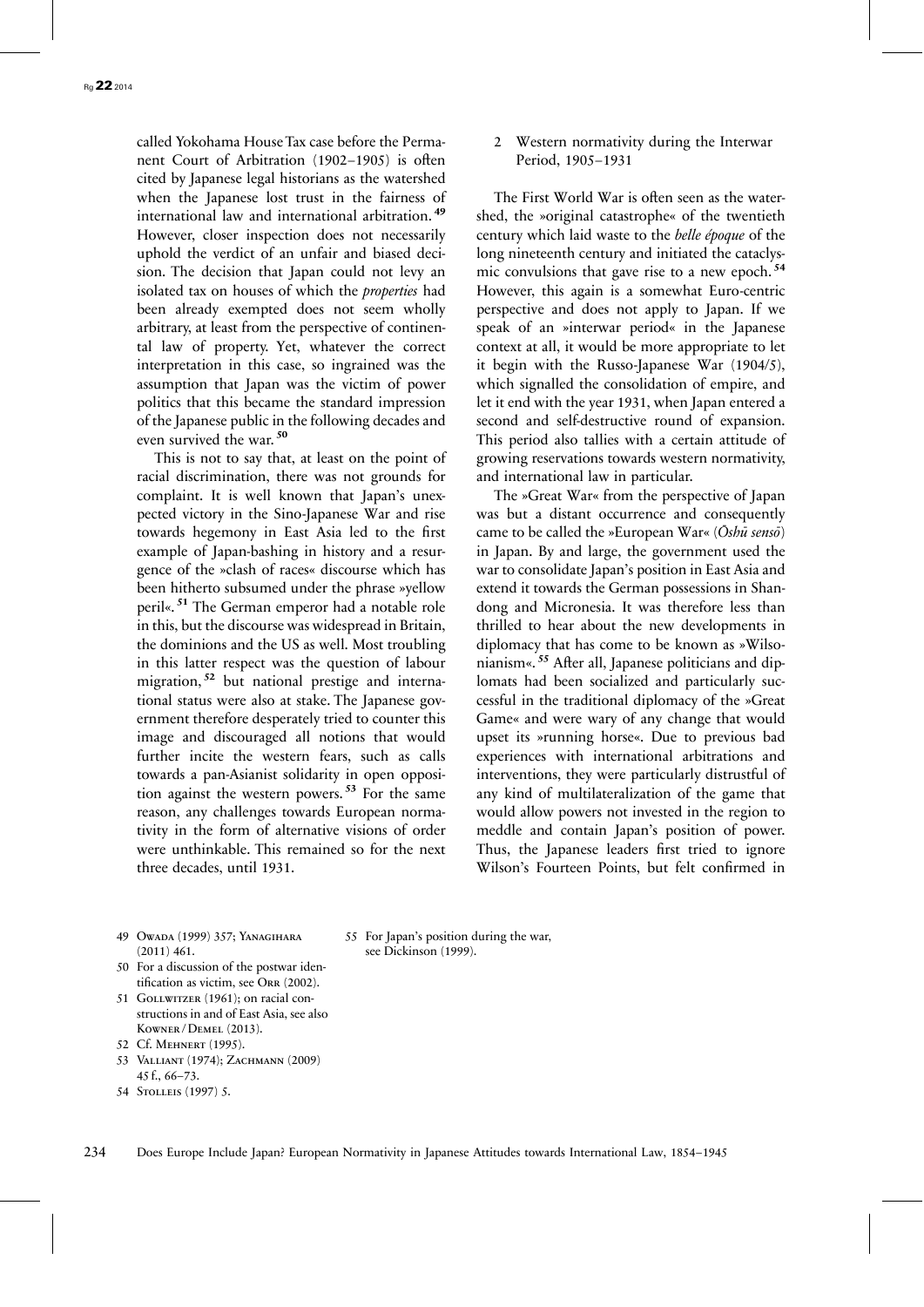called Yokohama House Tax case before the Permanent Court of Arbitration (1902–1905) is often cited by Japanese legal historians as the watershed when the Japanese lost trust in the fairness of international law and international arbitration.[49] However, closer inspection does not necessarily uphold the verdict of an unfair and biased decision. The decision that Japan could not levy an isolated tax on houses of which the *properties* had been already exempted does not seem wholly arbitrary, at least from the perspective of continental law of property. Yet, whatever the correct interpretation in this case, so ingrained was the assumption that Japan was the victim of power politics that this became the standard impression of the Japanese public in the following decades and even survived the war.[50]

This is not to say that, at least on the point of racial discrimination, there was not grounds for complaint. It is well known that Japan's unexpected victory in the Sino-Japanese War and rise towards hegemony in East Asia led to the first example of Japan-bashing in history and a resurgence of the »clash of races« discourse which has been hitherto subsumed under the phrase »yellow peril«.[51] The German emperor had a notable role in this, but the discourse was widespread in Britain, the dominions and the US as well. Most troubling in this latter respect was the question of labour migration,[52] but national prestige and international status were also at stake. The Japanese government therefore desperately tried to counter this image and discouraged all notions that would further incite the western fears, such as calls towards a pan-Asianist solidarity in open opposition against the western powers.[53] For the same reason, any challenges towards European normativity in the form of alternative visions of order were unthinkable. This remained so for the next three decades, until 1931.

## 2 Western normativity during the Interwar Period, 1905–1931

The First World War is often seen as the watershed, the »original catastrophe« of the twentieth century which laid waste to the *belle époque* of the long nineteenth century and initiated the cataclysmic convulsions that gave rise to a new epoch.[54] However, this again is a somewhat Euro-centric perspective and does not apply to Japan. If we speak of an »interwar period« in the Japanese context at all, it would be more appropriate to let it begin with the Russo-Japanese War (1904/5), which signalled the consolidation of empire, and let it end with the year 1931, when Japan entered a second and self-destructive round of expansion. This period also tallies with a certain attitude of growing reservations towards western normativity, and international law in particular.

The »Great War« from the perspective of Japan was but a distant occurrence and consequently came to be called the »European War« (*Ōshū sensō*) in Japan. By and large, the government used the war to consolidate Japan's position in East Asia and extend it towards the German possessions in Shandong and Micronesia. It was therefore less than thrilled to hear about the new developments in diplomacy that has come to be known as »Wilsonianism«.[55] After all, Japanese politicians and diplomats had been socialized and particularly successful in the traditional diplomacy of the »Great Game« and were wary of any change that would upset its »running horse«. Due to previous bad experiences with international arbitrations and interventions, they were particularly distrustful of any kind of multilateralization of the game that would allow powers not invested in the region to meddle and contain Japan's position of power. Thus, the Japanese leaders first tried to ignore Wilson's Fourteen Points, but felt confirmed in

49 Owada (1999) 357; Yanagihara (2011) 461.

50 For a discussion of the postwar identification as victim, see Orr (2002).

51 Gollwitzer (1961); on racial constructions in and of East Asia, see also Kowner / Demel (2013).

52 Cf. Mehnert (1995).

53 Valliant (1974); Zachmann (2009) 45 f., 66–73.

54 Stolleis (1997) 5.

55 For Japan's position during the war, see Dickinson (1999).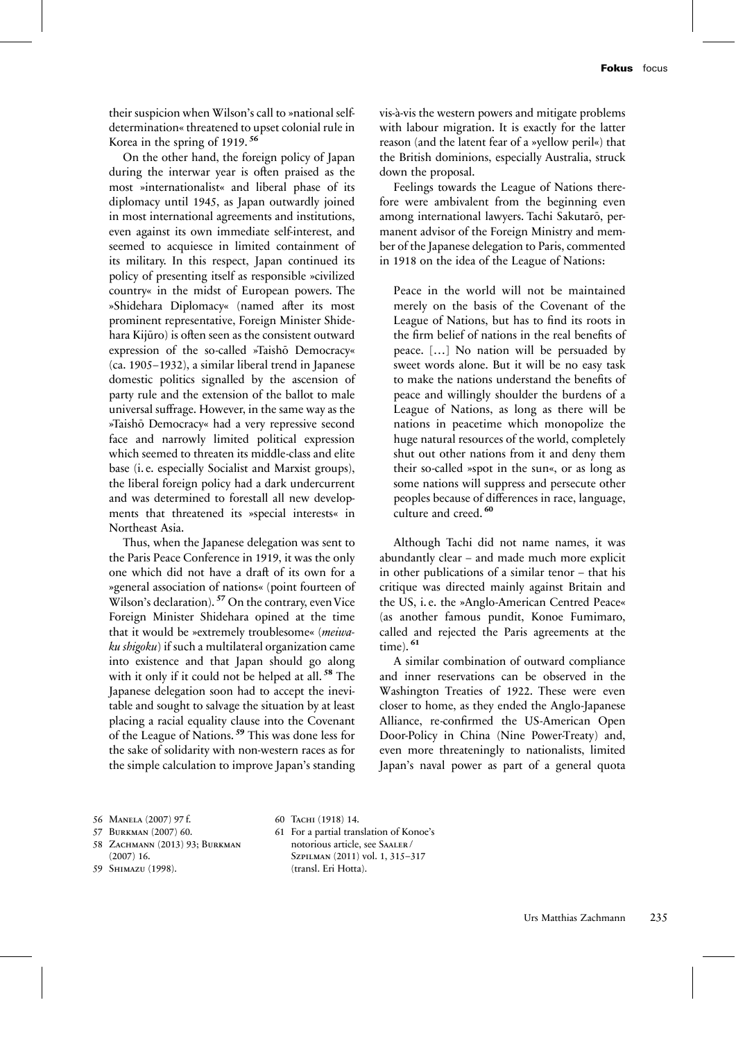their suspicion when Wilson's call to »national self-determination« threatened to upset colonial rule in Korea in the spring of 1919.[56]

On the other hand, the foreign policy of Japan during the interwar year is often praised as the most »internationalist« and liberal phase of its diplomacy until 1945, as Japan outwardly joined in most international agreements and institutions, even against its own immediate self-interest, and seemed to acquiesce in limited containment of its military. In this respect, Japan continued its policy of presenting itself as responsible »civilized country« in the midst of European powers. The »Shidehara Diplomacy« (named after its most prominent representative, Foreign Minister Shidehara Kijūro) is often seen as the consistent outward expression of the so-called »Taishō Democracy« (ca. 1905–1932), a similar liberal trend in Japanese domestic politics signalled by the ascension of party rule and the extension of the ballot to male universal suffrage. However, in the same way as the »Taishō Democracy« had a very repressive second face and narrowly limited political expression which seemed to threaten its middle-class and elite base (i. e. especially Socialist and Marxist groups), the liberal foreign policy had a dark undercurrent and was determined to forestall all new developments that threatened its »special interests« in Northeast Asia.

Thus, when the Japanese delegation was sent to the Paris Peace Conference in 1919, it was the only one which did not have a draft of its own for a »general association of nations« (point fourteen of Wilson's declaration).[57] On the contrary, even Vice Foreign Minister Shidehara opined at the time that it would be »extremely troublesome« (*meiwaku shigoku*) if such a multilateral organization came into existence and that Japan should go along with it only if it could not be helped at all.[58] The Japanese delegation soon had to accept the inevitable and sought to salvage the situation by at least placing a racial equality clause into the Covenant of the League of Nations.[59] This was done less for the sake of solidarity with non-western races as for the simple calculation to improve Japan's standing vis-à-vis the western powers and mitigate problems with labour migration. It is exactly for the latter reason (and the latent fear of a »yellow peril«) that the British dominions, especially Australia, struck down the proposal.

Feelings towards the League of Nations therefore were ambivalent from the beginning even among international lawyers. Tachi Sakutarō, permanent advisor of the Foreign Ministry and member of the Japanese delegation to Paris, commented in 1918 on the idea of the League of Nations:

> Peace in the world will not be maintained merely on the basis of the Covenant of the League of Nations, but has to find its roots in the firm belief of nations in the real benefits of peace. […] No nation will be persuaded by sweet words alone. But it will be no easy task to make the nations understand the benefits of peace and willingly shoulder the burdens of a League of Nations, as long as there will be nations in peacetime which monopolize the huge natural resources of the world, completely shut out other nations from it and deny them their so-called »spot in the sun«, or as long as some nations will suppress and persecute other peoples because of differences in race, language, culture and creed.[60]

Although Tachi did not name names, it was abundantly clear – and made much more explicit in other publications of a similar tenor – that his critique was directed mainly against Britain and the US, i. e. the »Anglo-American Centred Peace« (as another famous pundit, Konoe Fumimaro, called and rejected the Paris agreements at the time).[61]

A similar combination of outward compliance and inner reservations can be observed in the Washington Treaties of 1922. These were even closer to home, as they ended the Anglo-Japanese Alliance, re-confirmed the US-American Open Door-Policy in China (Nine Power-Treaty) and, even more threateningly to nationalists, limited Japan's naval power as part of a general quota

56 Manela (2007) 97 f.

57 Burkman (2007) 60.

58 Zachmann (2013) 93; Burkman (2007) 16.

59 Shimazu (1998).

60 Tachi (1918) 14.

61 For a partial translation of Konoe's notorious article, see Saaler / Szpilman (2011) vol. 1, 315–317 (transl. Eri Hotta).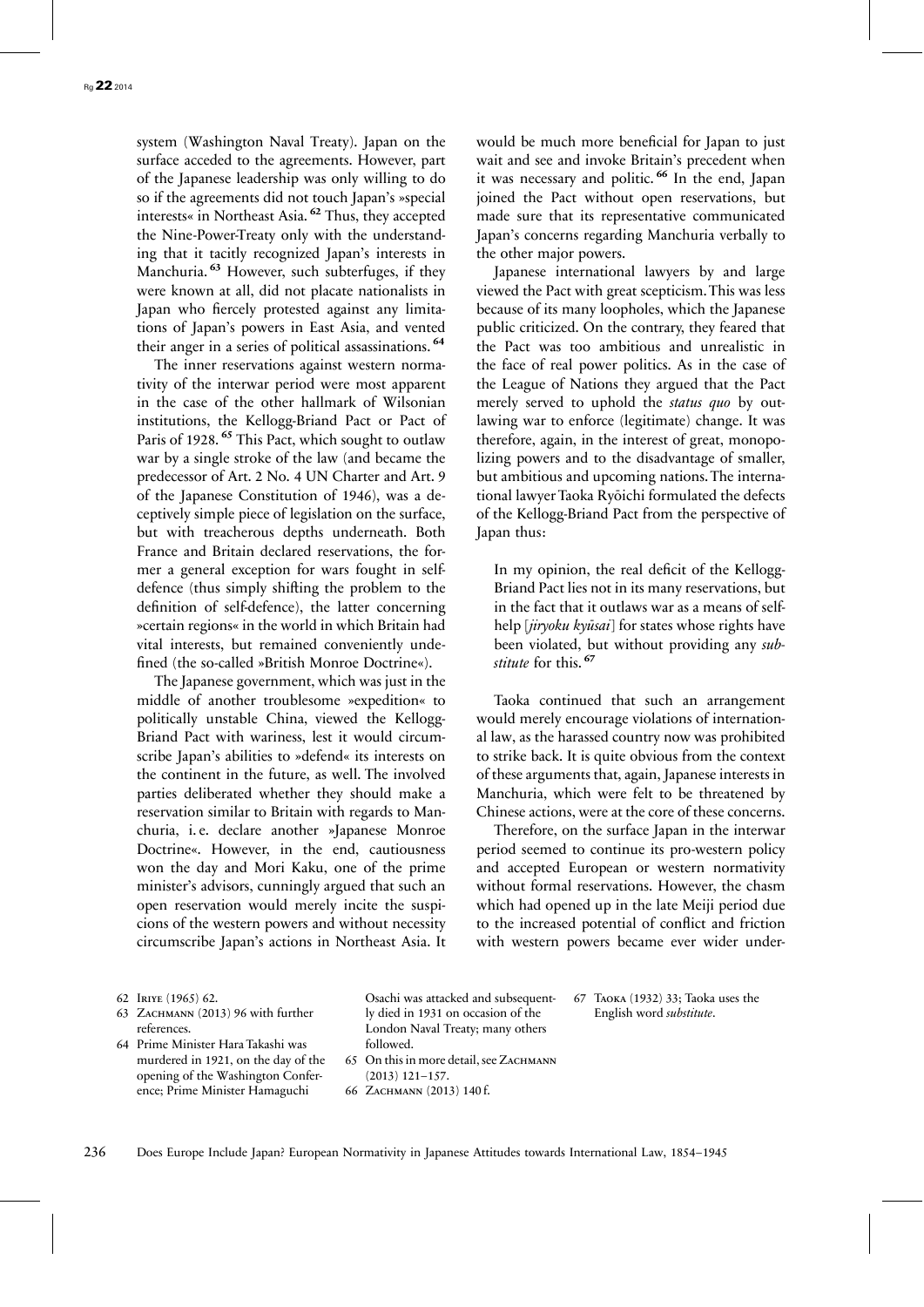system (Washington Naval Treaty). Japan on the surface acceded to the agreements. However, part of the Japanese leadership was only willing to do so if the agreements did not touch Japan's »special interests« in Northeast Asia.[62] Thus, they accepted the Nine-Power-Treaty only with the understanding that it tacitly recognized Japan's interests in Manchuria.[63] However, such subterfuges, if they were known at all, did not placate nationalists in Japan who fiercely protested against any limitations of Japan's powers in East Asia, and vented their anger in a series of political assassinations.[64]

The inner reservations against western normativity of the interwar period were most apparent in the case of the other hallmark of Wilsonian institutions, the Kellogg-Briand Pact or Pact of Paris of 1928.[65] This Pact, which sought to outlaw war by a single stroke of the law (and became the predecessor of Art. 2 No. 4 UN Charter and Art. 9 of the Japanese Constitution of 1946), was a deceptively simple piece of legislation on the surface, but with treacherous depths underneath. Both France and Britain declared reservations, the former a general exception for wars fought in self-defence (thus simply shifting the problem to the definition of self-defence), the latter concerning »certain regions« in the world in which Britain had vital interests, but remained conveniently undefined (the so-called »British Monroe Doctrine«).

The Japanese government, which was just in the middle of another troublesome »expedition« to politically unstable China, viewed the Kellogg-Briand Pact with wariness, lest it would circumscribe Japan's abilities to »defend« its interests on the continent in the future, as well. The involved parties deliberated whether they should make a reservation similar to Britain with regards to Manchuria, i. e. declare another »Japanese Monroe Doctrine«. However, in the end, cautiousness won the day and Mori Kaku, one of the prime minister's advisors, cunningly argued that such an open reservation would merely incite the suspicions of the western powers and without necessity circumscribe Japan's actions in Northeast Asia. It would be much more beneficial for Japan to just wait and see and invoke Britain's precedent when it was necessary and politic.[66] In the end, Japan joined the Pact without open reservations, but made sure that its representative communicated Japan's concerns regarding Manchuria verbally to the other major powers.

Japanese international lawyers by and large viewed the Pact with great scepticism. This was less because of its many loopholes, which the Japanese public criticized. On the contrary, they feared that the Pact was too ambitious and unrealistic in the face of real power politics. As in the case of the League of Nations they argued that the Pact merely served to uphold the *status quo* by outlawing war to enforce (legitimate) change. It was therefore, again, in the interest of great, monopolizing powers and to the disadvantage of smaller, but ambitious and upcoming nations. The international lawyer Taoka Ryôichi formulated the defects of the Kellogg-Briand Pact from the perspective of Japan thus:

> In my opinion, the real deficit of the Kellogg-Briand Pact lies not in its many reservations, but in the fact that it outlaws war as a means of self-help [*jiryoku kyûsai*] for states whose rights have been violated, but without providing any *substitute* for this.[67]

Taoka continued that such an arrangement would merely encourage violations of international law, as the harassed country now was prohibited to strike back. It is quite obvious from the context of these arguments that, again, Japanese interests in Manchuria, which were felt to be threatened by Chinese actions, were at the core of these concerns.

Therefore, on the surface Japan in the interwar period seemed to continue its pro-western policy and accepted European or western normativity without formal reservations. However, the chasm which had opened up in the late Meiji period due to the increased potential of conflict and friction with western powers became ever wider under-

62 Iriye (1965) 62.

63 Zachmann (2013) 96 with further references.

64 Prime Minister Hara Takashi was murdered in 1921, on the day of the opening of the Washington Conference; Prime Minister Hamaguchi Osachi was attacked and subsequently died in 1931 on occasion of the London Naval Treaty; many others followed.

65 On this in more detail, see Zachmann (2013) 121–157.

66 Zachmann (2013) 140 f.

67 Taoka (1932) 33; Taoka uses the English word *substitute*.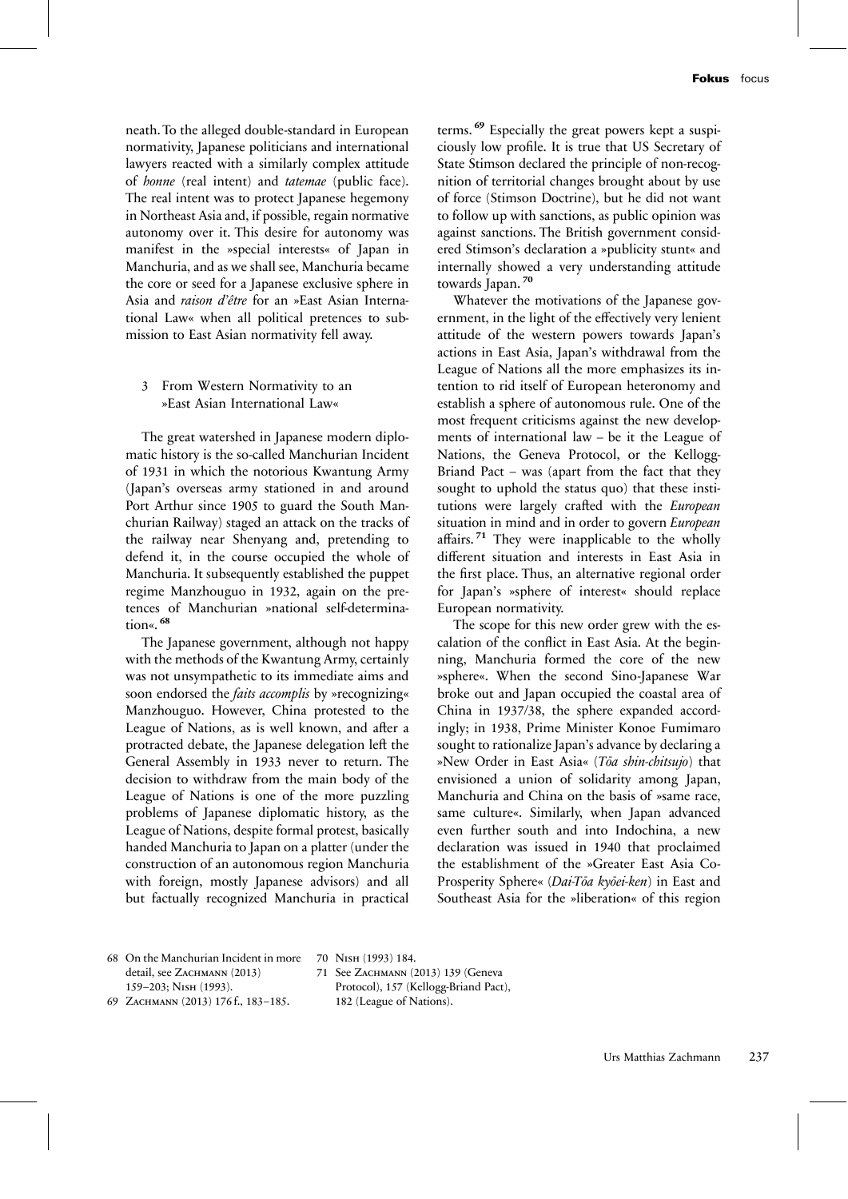neath. To the alleged double-standard in European normativity, Japanese politicians and international lawyers reacted with a similarly complex attitude of *honne* (real intent) and *tatemae* (public face). The real intent was to protect Japanese hegemony in Northeast Asia and, if possible, regain normative autonomy over it. This desire for autonomy was manifest in the »special interests« of Japan in Manchuria, and as we shall see, Manchuria became the core or seed for a Japanese exclusive sphere in Asia and *raison d'être* for an »East Asian International Law« when all political pretences to submission to East Asian normativity fell away.

## 3 From Western Normativity to an »East Asian International Law«

The great watershed in Japanese modern diplomatic history is the so-called Manchurian Incident of 1931 in which the notorious Kwantung Army (Japan's overseas army stationed in and around Port Arthur since 1905 to guard the South Manchurian Railway) staged an attack on the tracks of the railway near Shenyang and, pretending to defend it, in the course occupied the whole of Manchuria. It subsequently established the puppet regime Manzhouguo in 1932, again on the pretences of Manchurian »national self-determination«.[68]

The Japanese government, although not happy with the methods of the Kwantung Army, certainly was not unsympathetic to its immediate aims and soon endorsed the *faits accomplis* by »recognizing« Manzhouguo. However, China protested to the League of Nations, as is well known, and after a protracted debate, the Japanese delegation left the General Assembly in 1933 never to return. The decision to withdraw from the main body of the League of Nations is one of the more puzzling problems of Japanese diplomatic history, as the League of Nations, despite formal protest, basically handed Manchuria to Japan on a platter (under the construction of an autonomous region Manchuria with foreign, mostly Japanese advisors) and all but factually recognized Manchuria in practical terms.[69] Especially the great powers kept a suspiciously low profile. It is true that US Secretary of State Stimson declared the principle of non-recognition of territorial changes brought about by use of force (Stimson Doctrine), but he did not want to follow up with sanctions, as public opinion was against sanctions. The British government considered Stimson's declaration a »publicity stunt« and internally showed a very understanding attitude towards Japan.[70]

Whatever the motivations of the Japanese government, in the light of the effectively very lenient attitude of the western powers towards Japan's actions in East Asia, Japan's withdrawal from the League of Nations all the more emphasizes its intention to rid itself of European heteronomy and establish a sphere of autonomous rule. One of the most frequent criticisms against the new developments of international law – be it the League of Nations, the Geneva Protocol, or the Kellogg-Briand Pact – was (apart from the fact that they sought to uphold the status quo) that these institutions were largely crafted with the *European* situation in mind and in order to govern *European* affairs.[71] They were inapplicable to the wholly different situation and interests in East Asia in the first place. Thus, an alternative regional order for Japan's »sphere of interest« should replace European normativity.

The scope for this new order grew with the escalation of the conflict in East Asia. At the beginning, Manchuria formed the core of the new »sphere«. When the second Sino-Japanese War broke out and Japan occupied the coastal area of China in 1937/38, the sphere expanded accordingly; in 1938, Prime Minister Konoe Fumimaro sought to rationalize Japan's advance by declaring a »New Order in East Asia« (*Tōa shin-chitsujo*) that envisioned a union of solidarity among Japan, Manchuria and China on the basis of »same race, same culture«. Similarly, when Japan advanced even further south and into Indochina, a new declaration was issued in 1940 that proclaimed the establishment of the »Greater East Asia Co-Prosperity Sphere« (*Dai-Tōa kyōei-ken*) in East and Southeast Asia for the »liberation« of this region

68 On the Manchurian Incident in more detail, see Zachmann (2013) 159–203; Nish (1993).

69 Zachmann (2013) 176 f., 183–185.

70 Nish (1993) 184.

71 See Zachmann (2013) 139 (Geneva Protocol), 157 (Kellogg-Briand Pact), 182 (League of Nations).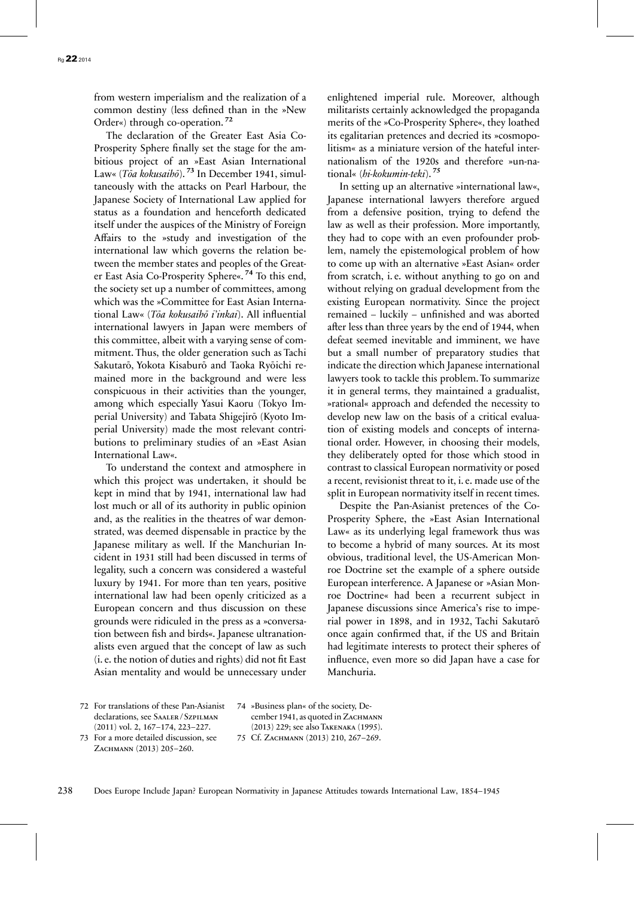from western imperialism and the realization of a common destiny (less defined than in the »New Order«) through co-operation.[72]

The declaration of the Greater East Asia Co-Prosperity Sphere finally set the stage for the ambitious project of an »East Asian International Law« (*Tōa kokusaihō*).[73] In December 1941, simultaneously with the attacks on Pearl Harbour, the Japanese Society of International Law applied for status as a foundation and henceforth dedicated itself under the auspices of the Ministry of Foreign Affairs to the »study and investigation of the international law which governs the relation between the member states and peoples of the Greater East Asia Co-Prosperity Sphere«.[74] To this end, the society set up a number of committees, among which was the »Committee for East Asian International Law« (*Tōa kokusaihō i'inkai*). All influential international lawyers in Japan were members of this committee, albeit with a varying sense of commitment. Thus, the older generation such as Tachi Sakutarō, Yokota Kisaburō and Taoka Ryōichi remained more in the background and were less conspicuous in their activities than the younger, among which especially Yasui Kaoru (Tokyo Imperial University) and Tabata Shigejirō (Kyoto Imperial University) made the most relevant contributions to preliminary studies of an »East Asian International Law«.

To understand the context and atmosphere in which this project was undertaken, it should be kept in mind that by 1941, international law had lost much or all of its authority in public opinion and, as the realities in the theatres of war demonstrated, was deemed dispensable in practice by the Japanese military as well. If the Manchurian Incident in 1931 still had been discussed in terms of legality, such a concern was considered a wasteful luxury by 1941. For more than ten years, positive international law had been openly criticized as a European concern and thus discussion on these grounds were ridiculed in the press as a »conversation between fish and birds«. Japanese ultranationalists even argued that the concept of law as such (i. e. the notion of duties and rights) did not fit East Asian mentality and would be unnecessary under enlightened imperial rule. Moreover, although militarists certainly acknowledged the propaganda merits of the »Co-Prosperity Sphere«, they loathed its egalitarian pretences and decried its »cosmopolitism« as a miniature version of the hateful internationalism of the 1920s and therefore »un-national« (*hi-kokumin-teki*).[75]

In setting up an alternative »international law«, Japanese international lawyers therefore argued from a defensive position, trying to defend the law as well as their profession. More importantly, they had to cope with an even profounder problem, namely the epistemological problem of how to come up with an alternative »East Asian« order from scratch, i. e. without anything to go on and without relying on gradual development from the existing European normativity. Since the project remained – luckily – unfinished and was aborted after less than three years by the end of 1944, when defeat seemed inevitable and imminent, we have but a small number of preparatory studies that indicate the direction which Japanese international lawyers took to tackle this problem. To summarize it in general terms, they maintained a gradualist, »rational« approach and defended the necessity to develop new law on the basis of a critical evaluation of existing models and concepts of international order. However, in choosing their models, they deliberately opted for those which stood in contrast to classical European normativity or posed a recent, revisionist threat to it, i. e. made use of the split in European normativity itself in recent times.

Despite the Pan-Asianist pretences of the Co-Prosperity Sphere, the »East Asian International Law« as its underlying legal framework thus was to become a hybrid of many sources. At its most obvious, traditional level, the US-American Monroe Doctrine set the example of a sphere outside European interference. A Japanese or »Asian Monroe Doctrine« had been a recurrent subject in Japanese discussions since America's rise to imperial power in 1898, and in 1932, Tachi Sakutarō once again confirmed that, if the US and Britain had legitimate interests to protect their spheres of influence, even more so did Japan have a case for Manchuria.

72 For translations of these Pan-Asianist declarations, see Saaler / Szpilman (2011) vol. 2, 167–174, 223–227.

73 For a more detailed discussion, see Zachmann (2013) 205–260.

74 »Business plan« of the society, December 1941, as quoted in Zachmann (2013) 229; see also Takenaka (1995).

75 Cf. Zachmann (2013) 210, 267–269.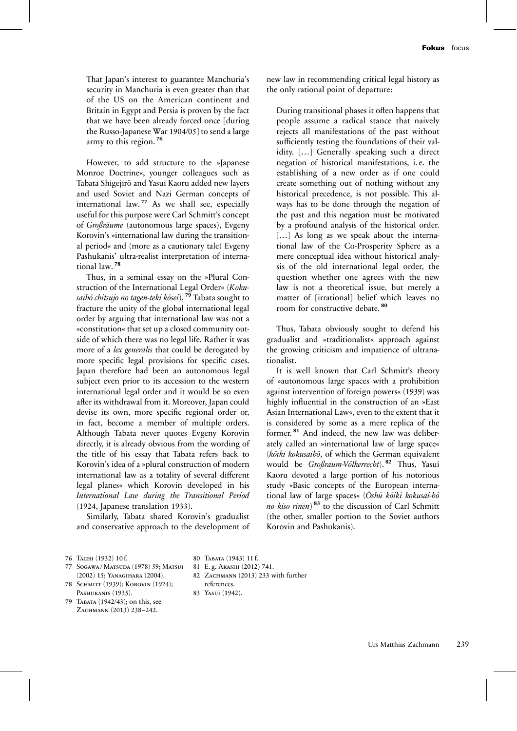> That Japan's interest to guarantee Manchuria's security in Manchuria is even greater than that of the US on the American continent and Britain in Egypt and Persia is proven by the fact that we have been already forced once [during the Russo-Japanese War 1904/05] to send a large army to this region.[76]

However, to add structure to the »Japanese Monroe Doctrine«, younger colleagues such as Tabata Shigejirō and Yasui Kaoru added new layers and used Soviet and Nazi German concepts of international law.[77] As we shall see, especially useful for this purpose were Carl Schmitt's concept of *Großräume* (autonomous large spaces), Evgeny Korovin's »international law during the transitional period« and (more as a cautionary tale) Evgeny Pashukanis' ultra-realist interpretation of international law.[78]

Thus, in a seminal essay on the »Plural Construction of the International Legal Order« (*Kokusaihō chitsujo no tagen-teki kōsei*),[79] Tabata sought to fracture the unity of the global international legal order by arguing that international law was not a »constitution« that set up a closed community outside of which there was no legal life. Rather it was more of a *lex generalis* that could be derogated by more specific legal provisions for specific cases. Japan therefore had been an autonomous legal subject even prior to its accession to the western international legal order and it would be so even after its withdrawal from it. Moreover, Japan could devise its own, more specific regional order or, in fact, become a member of multiple orders. Although Tabata never quotes Evgeny Korovin directly, it is already obvious from the wording of the title of his essay that Tabata refers back to Korovin's idea of a »plural construction of modern international law as a totality of several different legal planes« which Korovin developed in his *International Law during the Transitional Period* (1924, Japanese translation 1933).

Similarly, Tabata shared Korovin's gradualist and conservative approach to the development of new law in recommending critical legal history as the only rational point of departure:

> During transitional phases it often happens that people assume a radical stance that naively rejects all manifestations of the past without sufficiently testing the foundations of their validity. […] Generally speaking such a direct negation of historical manifestations, i.e. the establishing of a new order as if one could create something out of nothing without any historical precedence, is not possible. This always has to be done through the negation of the past and this negation must be motivated by a profound analysis of the historical order. […] As long as we speak about the international law of the Co-Prosperity Sphere as a mere conceptual idea without historical analysis of the old international legal order, the question whether one agrees with the new law is not a theoretical issue, but merely a matter of [irrational] belief which leaves no room for constructive debate.[80]

Thus, Tabata obviously sought to defend his gradualist and »traditionalist« approach against the growing criticism and impatience of ultranationalist.

It is well known that Carl Schmitt's theory of »autonomous large spaces with a prohibition against intervention of foreign powers« (1939) was highly influential in the construction of an »East Asian International Law«, even to the extent that it is considered by some as a mere replica of the former.[81] And indeed, the new law was deliberately called an »international law of large space« (*kōiki kokusaihō*, of which the German equivalent would be *Großraum-Völkerrecht*).[82] Thus, Yasui Kaoru devoted a large portion of his notorious study »Basic concepts of the European international law of large spaces« (*Ōshū kōiki kokusai-hō no kiso rinen*)[83] to the discussion of Carl Schmitt (the other, smaller portion to the Soviet authors Korovin and Pashukanis).

76 Tachi (1932) 10 f.

77 Sogawa / Matsuda (1978) 59; Matsui (2002) 15; Yanagihara (2004).

78 Schmitt (1939); Korovin (1924); Pashukanis (1935).

79 Tabata (1942/43); on this, see Zachmann (2013) 238–242.

80 Tabata (1943) 11 f.

81 E.g. Akashi (2012) 741.

82 Zachmann (2013) 233 with further references.

83 Yasui (1942).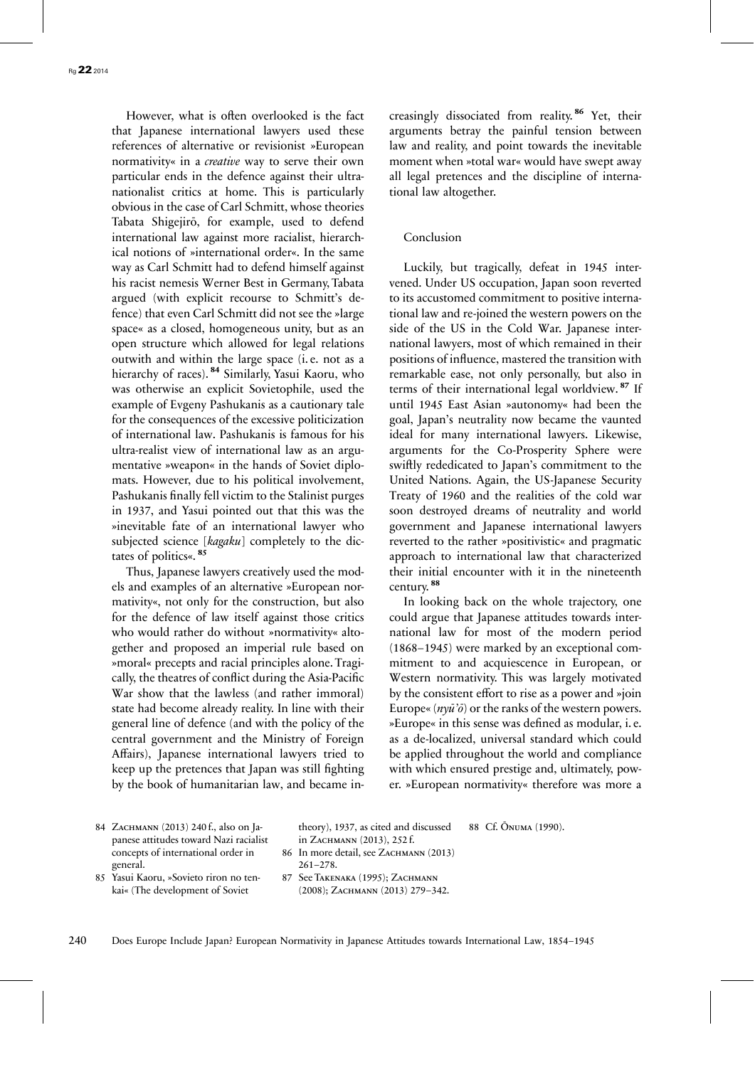However, what is often overlooked is the fact that Japanese international lawyers used these references of alternative or revisionist »European normativity« in a *creative* way to serve their own particular ends in the defence against their ultra-nationalist critics at home. This is particularly obvious in the case of Carl Schmitt, whose theories Tabata Shigejirō, for example, used to defend international law against more racialist, hierarchical notions of »international order«. In the same way as Carl Schmitt had to defend himself against his racist nemesis Werner Best in Germany, Tabata argued (with explicit recourse to Schmitt's defence) that even Carl Schmitt did not see the »large space« as a closed, homogeneous unity, but as an open structure which allowed for legal relations outwith and within the large space (i. e. not as a hierarchy of races).[84] Similarly, Yasui Kaoru, who was otherwise an explicit Sovietophile, used the example of Evgeny Pashukanis as a cautionary tale for the consequences of the excessive politicization of international law. Pashukanis is famous for his ultra-realist view of international law as an argumentative »weapon« in the hands of Soviet diplomats. However, due to his political involvement, Pashukanis finally fell victim to the Stalinist purges in 1937, and Yasui pointed out that this was the »inevitable fate of an international lawyer who subjected science [*kagaku*] completely to the dictates of politics«.[85]

Thus, Japanese lawyers creatively used the models and examples of an alternative »European normativity«, not only for the construction, but also for the defence of law itself against those critics who would rather do without »normativity« altogether and proposed an imperial rule based on »moral« precepts and racial principles alone. Tragically, the theatres of conflict during the Asia-Pacific War show that the lawless (and rather immoral) state had become already reality. In line with their general line of defence (and with the policy of the central government and the Ministry of Foreign Affairs), Japanese international lawyers tried to keep up the pretences that Japan was still fighting by the book of humanitarian law, and became increasingly dissociated from reality.[86] Yet, their arguments betray the painful tension between law and reality, and point towards the inevitable moment when »total war« would have swept away all legal pretences and the discipline of international law altogether.

## Conclusion

Luckily, but tragically, defeat in 1945 intervened. Under US occupation, Japan soon reverted to its accustomed commitment to positive international law and re-joined the western powers on the side of the US in the Cold War. Japanese international lawyers, most of which remained in their positions of influence, mastered the transition with remarkable ease, not only personally, but also in terms of their international legal worldview.[87] If until 1945 East Asian »autonomy« had been the goal, Japan's neutrality now became the vaunted ideal for many international lawyers. Likewise, arguments for the Co-Prosperity Sphere were swiftly rededicated to Japan's commitment to the United Nations. Again, the US-Japanese Security Treaty of 1960 and the realities of the cold war soon destroyed dreams of neutrality and world government and Japanese international lawyers reverted to the rather »positivistic« and pragmatic approach to international law that characterized their initial encounter with it in the nineteenth century.[88]

In looking back on the whole trajectory, one could argue that Japanese attitudes towards international law for most of the modern period (1868–1945) were marked by an exceptional commitment to and acquiescence in European, or Western normativity. This was largely motivated by the consistent effort to rise as a power and »join Europe« (*nyū'ō*) or the ranks of the western powers. »Europe« in this sense was defined as modular, i. e. as a de-localized, universal standard which could be applied throughout the world and compliance with which ensured prestige and, ultimately, power. »European normativity« therefore was more a

---

84 Zachmann (2013) 240 f., also on Japanese attitudes toward Nazi racialist concepts of international order in general.

85 Yasui Kaoru, »Sovieto riron no tenkai« (The development of Soviet theory), 1937, as cited and discussed in Zachmann (2013), 252 f.

86 In more detail, see Zachmann (2013) 261–278.

87 See Takenaka (1995); Zachmann (2008); Zachmann (2013) 279–342.

88 Cf. Ōnuma (1990).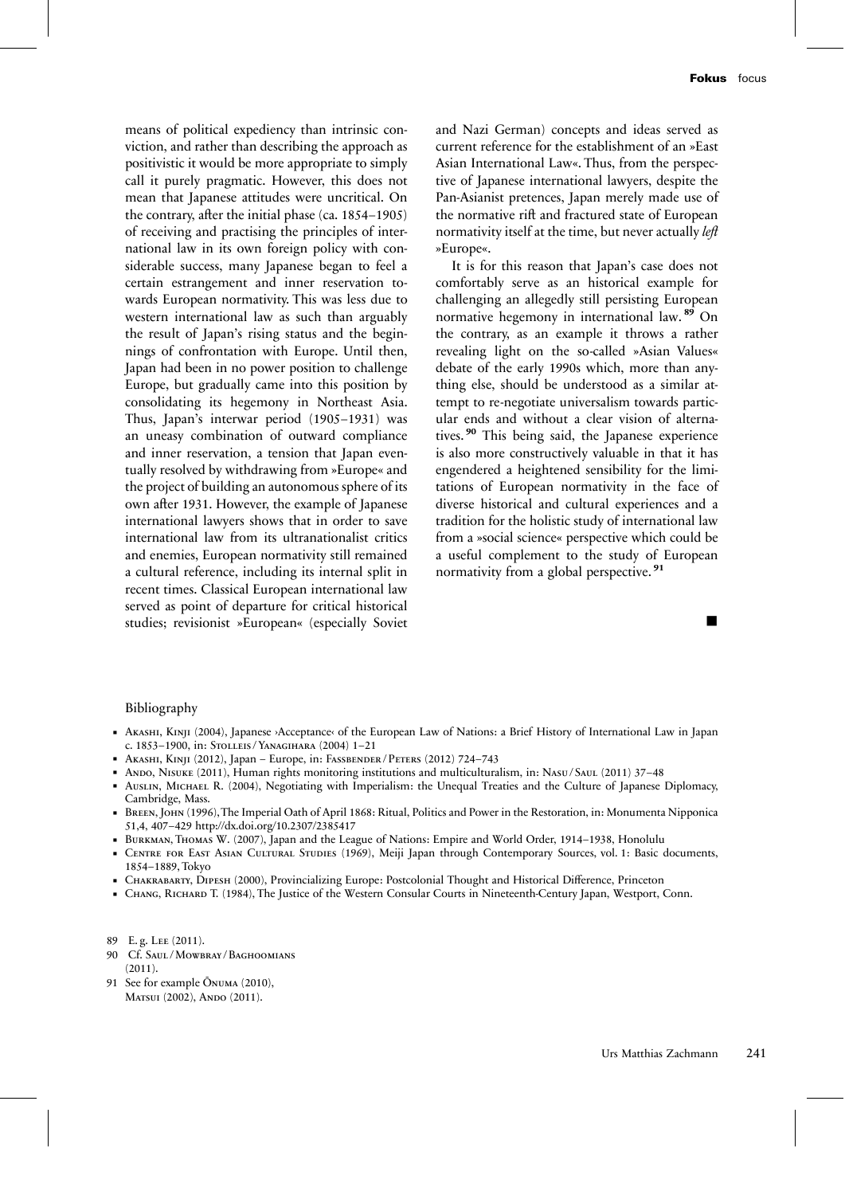means of political expediency than intrinsic conviction, and rather than describing the approach as positivistic it would be more appropriate to simply call it purely pragmatic. However, this does not mean that Japanese attitudes were uncritical. On the contrary, after the initial phase (ca. 1854–1905) of receiving and practising the principles of international law in its own foreign policy with considerable success, many Japanese began to feel a certain estrangement and inner reservation towards European normativity. This was less due to western international law as such than arguably the result of Japan's rising status and the beginnings of confrontation with Europe. Until then, Japan had been in no power position to challenge Europe, but gradually came into this position by consolidating its hegemony in Northeast Asia. Thus, Japan's interwar period (1905–1931) was an uneasy combination of outward compliance and inner reservation, a tension that Japan eventually resolved by withdrawing from »Europe« and the project of building an autonomous sphere of its own after 1931. However, the example of Japanese international lawyers shows that in order to save international law from its ultranationalist critics and enemies, European normativity still remained a cultural reference, including its internal split in recent times. Classical European international law served as point of departure for critical historical studies; revisionist »European« (especially Soviet and Nazi German) concepts and ideas served as current reference for the establishment of an »East Asian International Law«. Thus, from the perspective of Japanese international lawyers, despite the Pan-Asianist pretences, Japan merely made use of the normative rift and fractured state of European normativity itself at the time, but never actually *left* »Europe«.

It is for this reason that Japan's case does not comfortably serve as an historical example for challenging an allegedly still persisting European normative hegemony in international law.[89] On the contrary, as an example it throws a rather revealing light on the so-called »Asian Values« debate of the early 1990s which, more than anything else, should be understood as a similar attempt to re-negotiate universalism towards particular ends and without a clear vision of alternatives.[90] This being said, the Japanese experience is also more constructively valuable in that it has engendered a heightened sensibility for the limitations of European normativity in the face of diverse historical and cultural experiences and a tradition for the holistic study of international law from a »social science« perspective which could be a useful complement to the study of European normativity from a global perspective.[91]

■

## Bibliography

- Akashi, Kinji (2004), Japanese ›Acceptance‹ of the European Law of Nations: a Brief History of International Law in Japan c. 1853–1900, in: Stolleis / Yanagihara (2004) 1–21
- Akashi, Kinji (2012), Japan – Europe, in: Fassbender / Peters (2012) 724–743
- Ando, Nisuke (2011), Human rights monitoring institutions and multiculturalism, in: Nasu / Saul (2011) 37–48
- Auslin, Michael R. (2004), Negotiating with Imperialism: the Unequal Treaties and the Culture of Japanese Diplomacy, Cambridge, Mass.
- Breen, John (1996), The Imperial Oath of April 1868: Ritual, Politics and Power in the Restoration, in: Monumenta Nipponica 51,4, 407–429 http://dx.doi.org/10.2307/2385417
- Burkman, Thomas W. (2007), Japan and the League of Nations: Empire and World Order, 1914–1938, Honolulu
- Centre for East Asian Cultural Studies (1969), Meiji Japan through Contemporary Sources, vol. 1: Basic documents, 1854–1889, Tokyo
- Chakrabarty, Dipesh (2000), Provincializing Europe: Postcolonial Thought and Historical Difference, Princeton
- Chang, Richard T. (1984), The Justice of the Western Consular Courts in Nineteenth-Century Japan, Westport, Conn.

89 E. g. Lee (2011).

90 Cf. Saul / Mowbray / Baghoomians (2011).

91 See for example Ōnuma (2010), Matsui (2002), Ando (2011).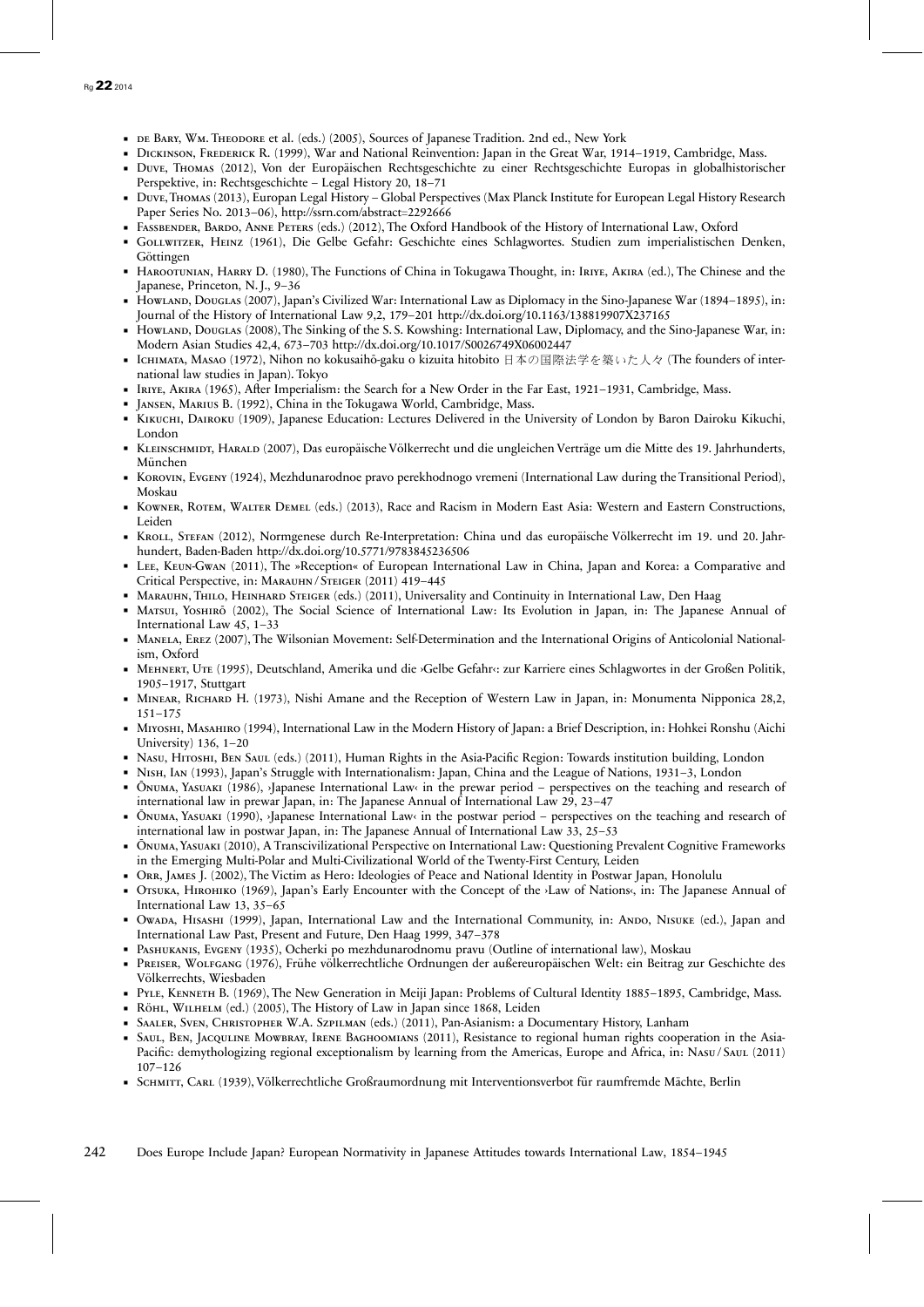- de Bary, Wm. Theodore et al. (eds.) (2005), Sources of Japanese Tradition. 2nd ed., New York
- Dickinson, Frederick R. (1999), War and National Reinvention: Japan in the Great War, 1914–1919, Cambridge, Mass.
- Duve, Thomas (2012), Von der Europäischen Rechtsgeschichte zu einer Rechtsgeschichte Europas in globalhistorischer Perspektive, in: Rechtsgeschichte – Legal History 20, 18–71
- Duve, Thomas (2013), Europan Legal History – Global Perspectives (Max Planck Institute for European Legal History Research Paper Series No. 2013–06), http://ssrn.com/abstract=2292666
- Fassbender, Bardo, Anne Peters (eds.) (2012), The Oxford Handbook of the History of International Law, Oxford
- Gollwitzer, Heinz (1961), Die Gelbe Gefahr: Geschichte eines Schlagwortes. Studien zum imperialistischen Denken, Göttingen
- Harootunian, Harry D. (1980), The Functions of China in Tokugawa Thought, in: Iriye, Akira (ed.), The Chinese and the Japanese, Princeton, N. J., 9–36
- Howland, Douglas (2007), Japan's Civilized War: International Law as Diplomacy in the Sino-Japanese War (1894–1895), in: Journal of the History of International Law 9,2, 179–201 http://dx.doi.org/10.1163/138819907X237165
- Howland, Douglas (2008), The Sinking of the S. S. Kowshing: International Law, Diplomacy, and the Sino-Japanese War, in: Modern Asian Studies 42,4, 673–703 http://dx.doi.org/10.1017/S0026749X06002447
- Ichimata, Masao (1972), Nihon no kokusaihō-gaku o kizuita hitobito 日本の国際法学を築いた人々 (The founders of international law studies in Japan). Tokyo
- Iriye, Akira (1965), After Imperialism: the Search for a New Order in the Far East, 1921–1931, Cambridge, Mass.
- Jansen, Marius B. (1992), China in the Tokugawa World, Cambridge, Mass.
- Kikuchi, Dairoku (1909), Japanese Education: Lectures Delivered in the University of London by Baron Dairoku Kikuchi, London
- Kleinschmidt, Harald (2007), Das europäische Völkerrecht und die ungleichen Verträge um die Mitte des 19. Jahrhunderts, München
- Korovin, Evgeny (1924), Mezhdunarodnoe pravo perekhodnogo vremeni (International Law during the Transitional Period), Moskau
- Kowner, Rotem, Walter Demel (eds.) (2013), Race and Racism in Modern East Asia: Western and Eastern Constructions, Leiden
- Kroll, Stefan (2012), Normgenese durch Re-Interpretation: China und das europäische Völkerrecht im 19. und 20. Jahrhundert, Baden-Baden http://dx.doi.org/10.5771/9783845236506
- Lee, Keun-Gwan (2011), The »Reception« of European International Law in China, Japan and Korea: a Comparative and Critical Perspective, in: Marauhn / Steiger (2011) 419–445
- Marauhn, Thilo, Heinhard Steiger (eds.) (2011), Universality and Continuity in International Law, Den Haag
- Matsui, Yoshirō (2002), The Social Science of International Law: Its Evolution in Japan, in: The Japanese Annual of International Law 45, 1–33
- Manela, Erez (2007), The Wilsonian Movement: Self-Determination and the International Origins of Anticolonial Nationalism, Oxford
- Mehnert, Ute (1995), Deutschland, Amerika und die ›Gelbe Gefahr‹: zur Karriere eines Schlagwortes in der Großen Politik, 1905–1917, Stuttgart
- Minear, Richard H. (1973), Nishi Amane and the Reception of Western Law in Japan, in: Monumenta Nipponica 28,2, 151–175
- Miyoshi, Masahiro (1994), International Law in the Modern History of Japan: a Brief Description, in: Hohkei Ronshu (Aichi University) 136, 1–20
- Nasu, Hitoshi, Ben Saul (eds.) (2011), Human Rights in the Asia-Pacific Region: Towards institution building, London
- Nish, Ian (1993), Japan's Struggle with Internationalism: Japan, China and the League of Nations, 1931–3, London
- Ōnuma, Yasuaki (1986), ›Japanese International Law‹ in the prewar period – perspectives on the teaching and research of international law in prewar Japan, in: The Japanese Annual of International Law 29, 23–47
- Ōnuma, Yasuaki (1990), ›Japanese International Law‹ in the postwar period – perspectives on the teaching and research of international law in postwar Japan, in: The Japanese Annual of International Law 33, 25–53
- Ōnuma, Yasuaki (2010), A Transcivilizational Perspective on International Law: Questioning Prevalent Cognitive Frameworks in the Emerging Multi-Polar and Multi-Civilizational World of the Twenty-First Century, Leiden
- Orr, James J. (2002), The Victim as Hero: Ideologies of Peace and National Identity in Postwar Japan, Honolulu
- Otsuka, Hirohiko (1969), Japan's Early Encounter with the Concept of the ›Law of Nations‹, in: The Japanese Annual of International Law 13, 35–65
- Owada, Hisashi (1999), Japan, International Law and the International Community, in: Ando, Nisuke (ed.), Japan and International Law Past, Present and Future, Den Haag 1999, 347–378
- Pashukanis, Evgeny (1935), Ocherki po mezhdunarodnomu pravu (Outline of international law), Moskau
- Preiser, Wolfgang (1976), Frühe völkerrechtliche Ordnungen der außereuropäischen Welt: ein Beitrag zur Geschichte des Völkerrechts, Wiesbaden
- Pyle, Kenneth B. (1969), The New Generation in Meiji Japan: Problems of Cultural Identity 1885–1895, Cambridge, Mass.
- Röhl, Wilhelm (ed.) (2005), The History of Law in Japan since 1868, Leiden
- Saaler, Sven, Christopher W.A. Szpilman (eds.) (2011), Pan-Asianism: a Documentary History, Lanham
- Saul, Ben, Jacquline Mowbray, Irene Baghoomians (2011), Resistance to regional human rights cooperation in the Asia-Pacific: demythologizing regional exceptionalism by learning from the Americas, Europe and Africa, in: Nasu / Saul (2011) 107–126
- Schmitt, Carl (1939), Völkerrechtliche Großraumordnung mit Interventionsverbot für raumfremde Mächte, Berlin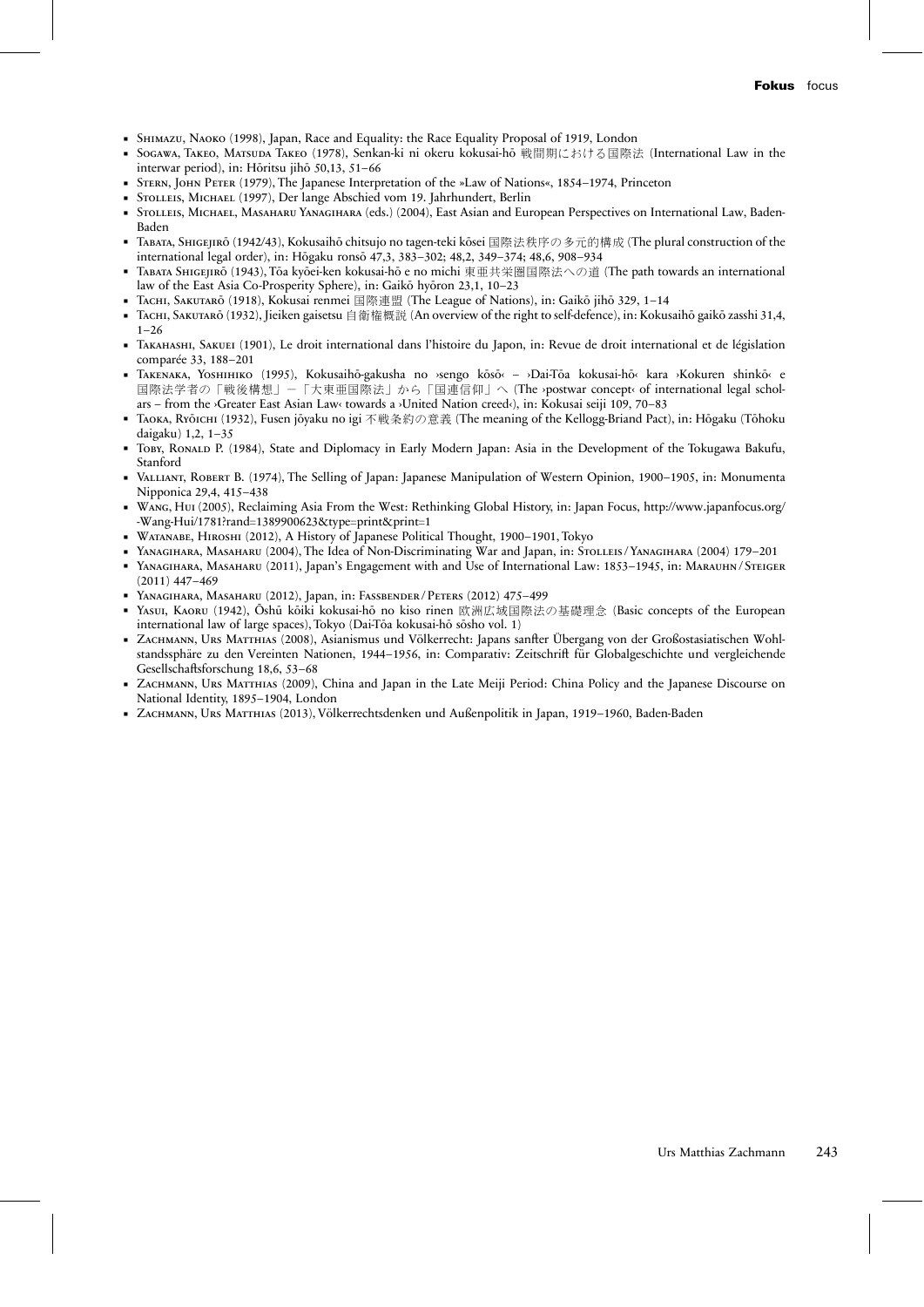- Shimazu, Naoko (1998), Japan, Race and Equality: the Race Equality Proposal of 1919, London
- Sogawa, Takeo, Matsuda Takeo (1978), Senkan-ki ni okeru kokusai-hō 戦間期における国際法 (International Law in the interwar period), in: Hōritsu jihō 50,13, 51–66
- Stern, John Peter (1979), The Japanese Interpretation of the »Law of Nations«, 1854–1974, Princeton
- Stolleis, Michael (1997), Der lange Abschied vom 19. Jahrhundert, Berlin
- Stolleis, Michael, Masaharu Yanagihara (eds.) (2004), East Asian and European Perspectives on International Law, Baden-Baden
- Tabata, Shigejirō (1942/43), Kokusaihō chitsujo no tagen-teki kōsei 国際法秩序の多元的構成 (The plural construction of the international legal order), in: Hōgaku ronsō 47,3, 383–302; 48,2, 349–374; 48,6, 908–934
- Tabata Shigejirō (1943), Tōa kyōei-ken kokusai-hō e no michi 東亜共栄圏国際法への道 (The path towards an international law of the East Asia Co-Prosperity Sphere), in: Gaikō hyōron 23,1, 10–23
- Tachi, Sakutarō (1918), Kokusai renmei 国際連盟 (The League of Nations), in: Gaikō jihō 329, 1–14
- Tachi, Sakutarō (1932), Jieiken gaisetsu 自衛権概説 (An overview of the right to self-defence), in: Kokusaihō gaikō zasshi 31,4, 1–26
- Takahashi, Sakuei (1901), Le droit international dans l'histoire du Japon, in: Revue de droit international et de législation comparée 33, 188–201
- Takenaka, Yoshihiko (1995), Kokusaihō-gakusha no ›sengo kōsō‹ – ›Dai-Tōa kokusai-hō‹ kara ›Kokuren shinkō‹ e 国際法学者の「戦後構想」－「大東亜国際法」から「国連信仰」へ (The ›postwar concept‹ of international legal scholars – from the ›Greater East Asian Law‹ towards a ›United Nation creed‹), in: Kokusai seiji 109, 70–83
- Taoka, Ryōichi (1932), Fusen jōyaku no igi 不戦条約の意義 (The meaning of the Kellogg-Briand Pact), in: Hōgaku (Tōhoku daigaku) 1,2, 1–35
- Toby, Ronald P. (1984), State and Diplomacy in Early Modern Japan: Asia in the Development of the Tokugawa Bakufu, Stanford
- Valliant, Robert B. (1974), The Selling of Japan: Japanese Manipulation of Western Opinion, 1900–1905, in: Monumenta Nipponica 29,4, 415–438
- Wang, Hui (2005), Reclaiming Asia From the West: Rethinking Global History, in: Japan Focus, http://www.japanfocus.org/-Wang-Hui/1781?rand=1389900623&type=print&print=1
- Watanabe, Hiroshi (2012), A History of Japanese Political Thought, 1900–1901, Tokyo
- Yanagihara, Masaharu (2004), The Idea of Non-Discriminating War and Japan, in: Stolleis / Yanagihara (2004) 179–201
- Yanagihara, Masaharu (2011), Japan's Engagement with and Use of International Law: 1853–1945, in: Marauhn / Steiger (2011) 447–469
- Yanagihara, Masaharu (2012), Japan, in: Fassbender / Peters (2012) 475–499
- Yasui, Kaoru (1942), Ōshū kōiki kokusai-hō no kiso rinen 欧洲広域国際法の基礎理念 (Basic concepts of the European international law of large spaces), Tokyo (Dai-Tōa kokusai-hō sōsho vol. 1)
- Zachmann, Urs Matthias (2008), Asianismus und Völkerrecht: Japans sanfter Übergang von der Großostasiatischen Wohlstandssphäre zu den Vereinten Nationen, 1944–1956, in: Comparativ: Zeitschrift für Globalgeschichte und vergleichende Gesellschaftsforschung 18,6, 53–68
- Zachmann, Urs Matthias (2009), China and Japan in the Late Meiji Period: China Policy and the Japanese Discourse on National Identity, 1895–1904, London
- Zachmann, Urs Matthias (2013), Völkerrechtsdenken und Außenpolitik in Japan, 1919–1960, Baden-Baden